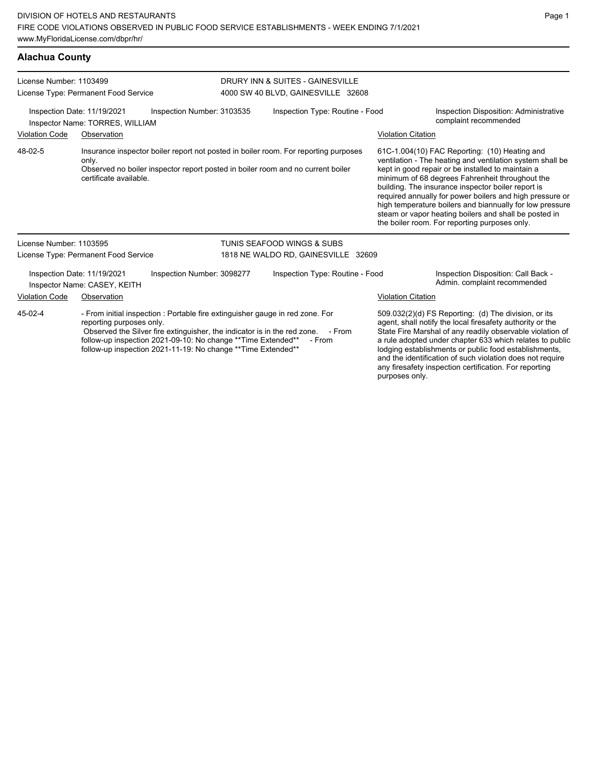DIVISION OF HOTELS AND RESTAURANTS
FIRE CODE VIOLATIONS OBSERVED IN PUBLIC FOOD SERVICE ESTABLISHMENTS - WEEK ENDING 7/1/2021
www.MyFloridaLicense.com/dbpr/hr/

## Alachua County

**License Number:** 1103499
**License Type:** Permanent Food Service

**DRURY INN & SUITES - GAINESVILLE**
4000 SW 40 BLVD, GAINESVILLE 32608

Inspection Date: 11/19/2021
Inspector Name: TORRES, WILLIAM
Inspection Number: 3103535
Inspection Type: Routine - Food
Inspection Disposition: Administrative complaint recommended

| Violation Code | Observation | Violation Citation |
| --- | --- | --- |
| 48-02-5 | Insurance inspector boiler report not posted in boiler room. For reporting purposes only. Observed no boiler inspector report posted in boiler room and no current boiler certificate available. | 61C-1.004(10) FAC Reporting: (10) Heating and ventilation - The heating and ventilation system shall be kept in good repair or be installed to maintain a minimum of 68 degrees Fahrenheit throughout the building. The insurance inspector boiler report is required annually for power boilers and high pressure or high temperature boilers and biannually for low pressure steam or vapor heating boilers and shall be posted in the boiler room. For reporting purposes only. |

**License Number:** 1103595
**License Type:** Permanent Food Service

**TUNIS SEAFOOD WINGS & SUBS**
1818 NE WALDO RD, GAINESVILLE 32609

Inspection Date: 11/19/2021
Inspector Name: CASEY, KEITH
Inspection Number: 3098277
Inspection Type: Routine - Food
Inspection Disposition: Call Back - Admin. complaint recommended

| Violation Code | Observation | Violation Citation |
| --- | --- | --- |
| 45-02-4 | - From initial inspection : Portable fire extinguisher gauge in red zone. For reporting purposes only. Observed the Silver fire extinguisher, the indicator is in the red zone. - From follow-up inspection 2021-09-10: No change **Time Extended** - From follow-up inspection 2021-11-19: No change **Time Extended** | 509.032(2)(d) FS Reporting: (d) The division, or its agent, shall notify the local firesafety authority or the State Fire Marshal of any readily observable violation of a rule adopted under chapter 633 which relates to public lodging establishments or public food establishments, and the identification of such violation does not require any firesafety inspection certification. For reporting purposes only. |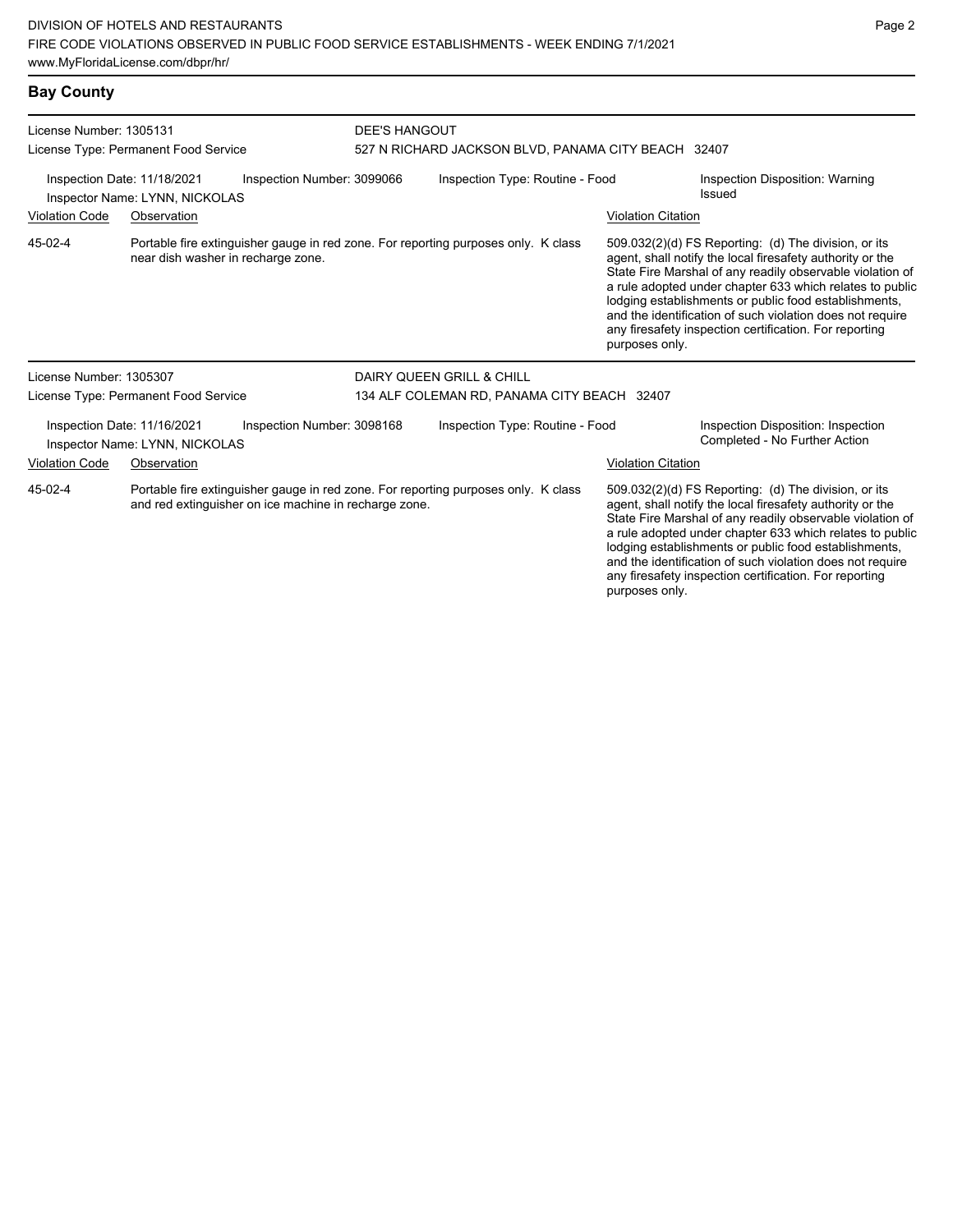## Bay County

**License Number:** 1305131
**License Type:** Permanent Food Service

**DEE'S HANGOUT**
527 N RICHARD JACKSON BLVD, PANAMA CITY BEACH 32407

**Inspection Date:** 11/18/2021
**Inspector Name:** LYNN, NICKOLAS
**Inspection Number:** 3099066
**Inspection Type:** Routine - Food
**Inspection Disposition:** Warning Issued

| Violation Code | Observation | Violation Citation |
| --- | --- | --- |
| 45-02-4 | Portable fire extinguisher gauge in red zone. For reporting purposes only. K class near dish washer in recharge zone. | 509.032(2)(d) FS Reporting: (d) The division, or its agent, shall notify the local firesafety authority or the State Fire Marshal of any readily observable violation of a rule adopted under chapter 633 which relates to public lodging establishments or public food establishments, and the identification of such violation does not require any firesafety inspection certification. For reporting purposes only. |

**License Number:** 1305307
**License Type:** Permanent Food Service

**DAIRY QUEEN GRILL & CHILL**
134 ALF COLEMAN RD, PANAMA CITY BEACH 32407

**Inspection Date:** 11/16/2021
**Inspector Name:** LYNN, NICKOLAS
**Inspection Number:** 3098168
**Inspection Type:** Routine - Food
**Inspection Disposition:** Inspection Completed - No Further Action

| Violation Code | Observation | Violation Citation |
| --- | --- | --- |
| 45-02-4 | Portable fire extinguisher gauge in red zone. For reporting purposes only. K class and red extinguisher on ice machine in recharge zone. | 509.032(2)(d) FS Reporting: (d) The division, or its agent, shall notify the local firesafety authority or the State Fire Marshal of any readily observable violation of a rule adopted under chapter 633 which relates to public lodging establishments or public food establishments, and the identification of such violation does not require any firesafety inspection certification. For reporting purposes only. |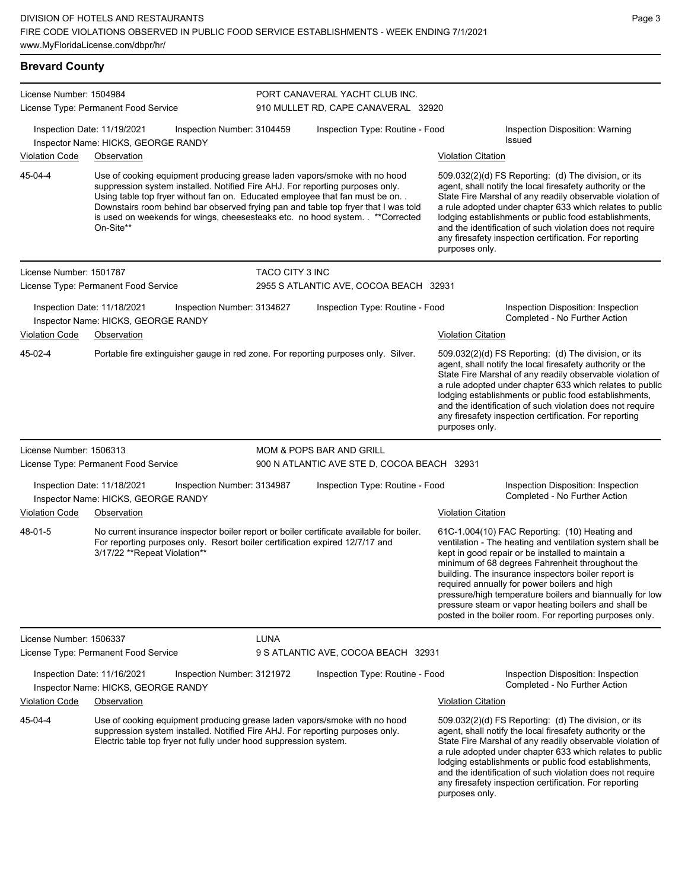## Brevard County

**License Number:** 1504984
**License Type:** Permanent Food Service

PORT CANAVERAL YACHT CLUB INC.
910 MULLET RD, CAPE CANAVERAL 32920

Inspection Date: 11/19/2021 | Inspection Number: 3104459 | Inspection Type: Routine - Food | Inspection Disposition: Warning Issued
Inspector Name: HICKS, GEORGE RANDY

| Violation Code | Observation | Violation Citation |
|---|---|---|
| 45-04-4 | Use of cooking equipment producing grease laden vapors/smoke with no hood suppression system installed. Notified Fire AHJ. For reporting purposes only. Using table top fryer without fan on. Educated employee that fan must be on. . Downstairs room behind bar observed frying pan and table top fryer that I was told is used on weekends for wings, cheesesteaks etc. no hood system. . **Corrected On-Site** | 509.032(2)(d) FS Reporting: (d) The division, or its agent, shall notify the local firesafety authority or the State Fire Marshal of any readily observable violation of a rule adopted under chapter 633 which relates to public lodging establishments or public food establishments, and the identification of such violation does not require any firesafety inspection certification. For reporting purposes only. |

**License Number:** 1501787
**License Type:** Permanent Food Service

TACO CITY 3 INC
2955 S ATLANTIC AVE, COCOA BEACH 32931

Inspection Date: 11/18/2021 | Inspection Number: 3134627 | Inspection Type: Routine - Food | Inspection Disposition: Inspection Completed - No Further Action
Inspector Name: HICKS, GEORGE RANDY

| Violation Code | Observation | Violation Citation |
|---|---|---|
| 45-02-4 | Portable fire extinguisher gauge in red zone. For reporting purposes only. Silver. | 509.032(2)(d) FS Reporting: (d) The division, or its agent, shall notify the local firesafety authority or the State Fire Marshal of any readily observable violation of a rule adopted under chapter 633 which relates to public lodging establishments or public food establishments, and the identification of such violation does not require any firesafety inspection certification. For reporting purposes only. |

**License Number:** 1506313
**License Type:** Permanent Food Service

MOM & POPS BAR AND GRILL
900 N ATLANTIC AVE STE D, COCOA BEACH 32931

Inspection Date: 11/18/2021 | Inspection Number: 3134987 | Inspection Type: Routine - Food | Inspection Disposition: Inspection Completed - No Further Action
Inspector Name: HICKS, GEORGE RANDY

| Violation Code | Observation | Violation Citation |
|---|---|---|
| 48-01-5 | No current insurance inspector boiler report or boiler certificate available for boiler. For reporting purposes only. Resort boiler certification expired 12/7/17 and 3/17/22 **Repeat Violation** | 61C-1.004(10) FAC Reporting: (10) Heating and ventilation - The heating and ventilation system shall be kept in good repair or be installed to maintain a minimum of 68 degrees Fahrenheit throughout the building. The insurance inspectors boiler report is required annually for power boilers and high pressure/high temperature boilers and biannually for low pressure steam or vapor heating boilers and shall be posted in the boiler room. For reporting purposes only. |

**License Number:** 1506337
**License Type:** Permanent Food Service

LUNA
9 S ATLANTIC AVE, COCOA BEACH 32931

Inspection Date: 11/16/2021 | Inspection Number: 3121972 | Inspection Type: Routine - Food | Inspection Disposition: Inspection Completed - No Further Action
Inspector Name: HICKS, GEORGE RANDY

| Violation Code | Observation | Violation Citation |
|---|---|---|
| 45-04-4 | Use of cooking equipment producing grease laden vapors/smoke with no hood suppression system installed. Notified Fire AHJ. For reporting purposes only. Electric table top fryer not fully under hood suppression system. | 509.032(2)(d) FS Reporting: (d) The division, or its agent, shall notify the local firesafety authority or the State Fire Marshal of any readily observable violation of a rule adopted under chapter 633 which relates to public lodging establishments or public food establishments, and the identification of such violation does not require any firesafety inspection certification. For reporting purposes only. |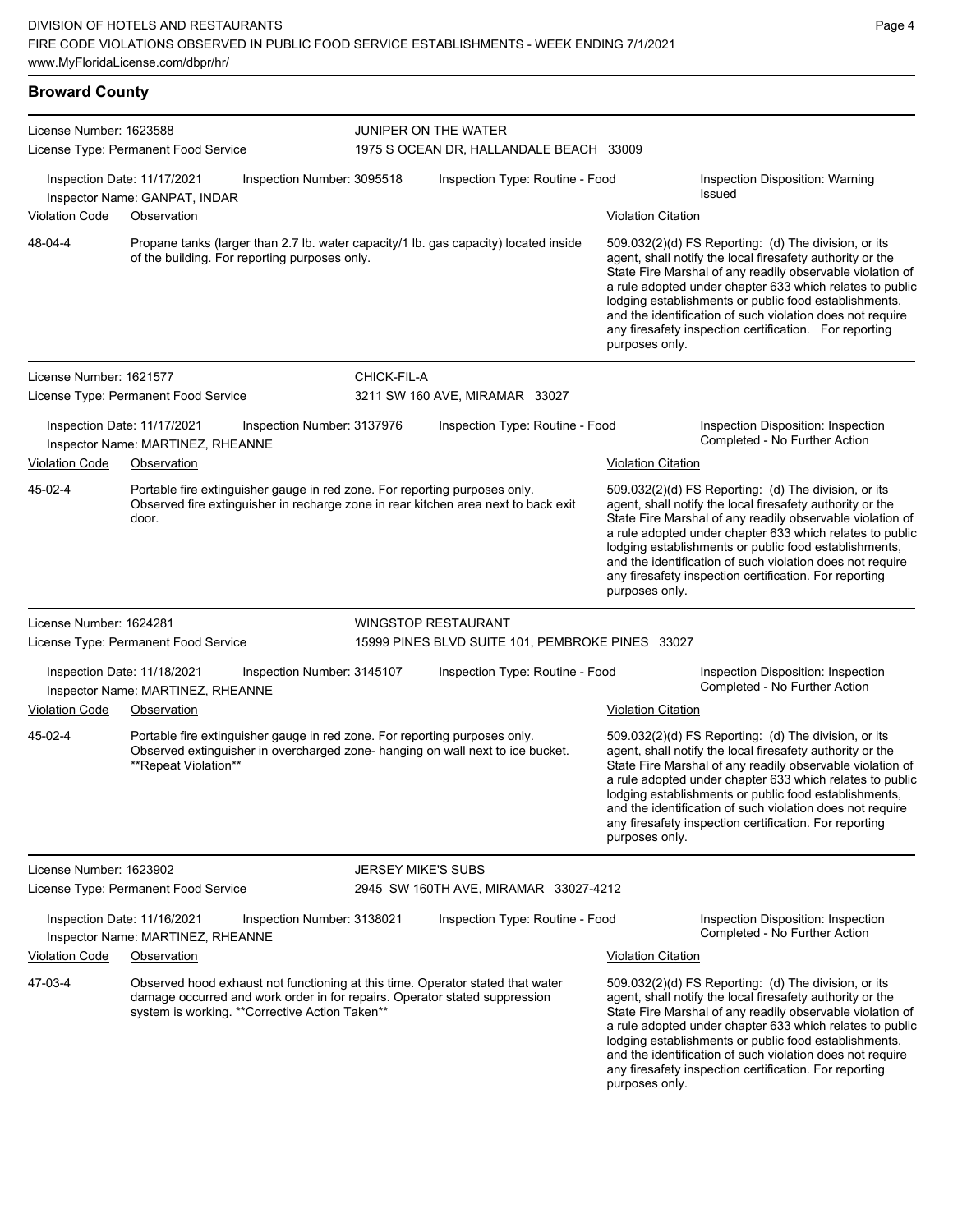## Broward County

**License Number:** 1623588
**License Type:** Permanent Food Service

**JUNIPER ON THE WATER**
1975 S OCEAN DR, HALLANDALE BEACH 33009

**Inspection Date:** 11/17/2021 | **Inspection Number:** 3095518 | **Inspection Type:** Routine - Food | **Inspection Disposition:** Warning Issued
**Inspector Name:** GANPAT, INDAR

| Violation Code | Observation | Violation Citation |
|---|---|---|
| 48-04-4 | Propane tanks (larger than 2.7 lb. water capacity/1 lb. gas capacity) located inside of the building. For reporting purposes only. | 509.032(2)(d) FS Reporting: (d) The division, or its agent, shall notify the local firesafety authority or the State Fire Marshal of any readily observable violation of a rule adopted under chapter 633 which relates to public lodging establishments or public food establishments, and the identification of such violation does not require any firesafety inspection certification. For reporting purposes only. |

---

**License Number:** 1621577
**License Type:** Permanent Food Service

**CHICK-FIL-A**
3211 SW 160 AVE, MIRAMAR 33027

**Inspection Date:** 11/17/2021 | **Inspection Number:** 3137976 | **Inspection Type:** Routine - Food | **Inspection Disposition:** Inspection Completed - No Further Action
**Inspector Name:** MARTINEZ, RHEANNE

| Violation Code | Observation | Violation Citation |
|---|---|---|
| 45-02-4 | Portable fire extinguisher gauge in red zone. For reporting purposes only. Observed fire extinguisher in recharge zone in rear kitchen area next to back exit door. | 509.032(2)(d) FS Reporting: (d) The division, or its agent, shall notify the local firesafety authority or the State Fire Marshal of any readily observable violation of a rule adopted under chapter 633 which relates to public lodging establishments or public food establishments, and the identification of such violation does not require any firesafety inspection certification. For reporting purposes only. |

---

**License Number:** 1624281
**License Type:** Permanent Food Service

**WINGSTOP RESTAURANT**
15999 PINES BLVD SUITE 101, PEMBROKE PINES 33027

**Inspection Date:** 11/18/2021 | **Inspection Number:** 3145107 | **Inspection Type:** Routine - Food | **Inspection Disposition:** Inspection Completed - No Further Action
**Inspector Name:** MARTINEZ, RHEANNE

| Violation Code | Observation | Violation Citation |
|---|---|---|
| 45-02-4 | Portable fire extinguisher gauge in red zone. For reporting purposes only. Observed extinguisher in overcharged zone- hanging on wall next to ice bucket. **Repeat Violation** | 509.032(2)(d) FS Reporting: (d) The division, or its agent, shall notify the local firesafety authority or the State Fire Marshal of any readily observable violation of a rule adopted under chapter 633 which relates to public lodging establishments or public food establishments, and the identification of such violation does not require any firesafety inspection certification. For reporting purposes only. |

---

**License Number:** 1623902
**License Type:** Permanent Food Service

**JERSEY MIKE'S SUBS**
2945 SW 160TH AVE, MIRAMAR 33027-4212

**Inspection Date:** 11/16/2021 | **Inspection Number:** 3138021 | **Inspection Type:** Routine - Food | **Inspection Disposition:** Inspection Completed - No Further Action
**Inspector Name:** MARTINEZ, RHEANNE

| Violation Code | Observation | Violation Citation |
|---|---|---|
| 47-03-4 | Observed hood exhaust not functioning at this time. Operator stated that water damage occurred and work order in for repairs. Operator stated suppression system is working. **Corrective Action Taken** | 509.032(2)(d) FS Reporting: (d) The division, or its agent, shall notify the local firesafety authority or the State Fire Marshal of any readily observable violation of a rule adopted under chapter 633 which relates to public lodging establishments or public food establishments, and the identification of such violation does not require any firesafety inspection certification. For reporting purposes only. |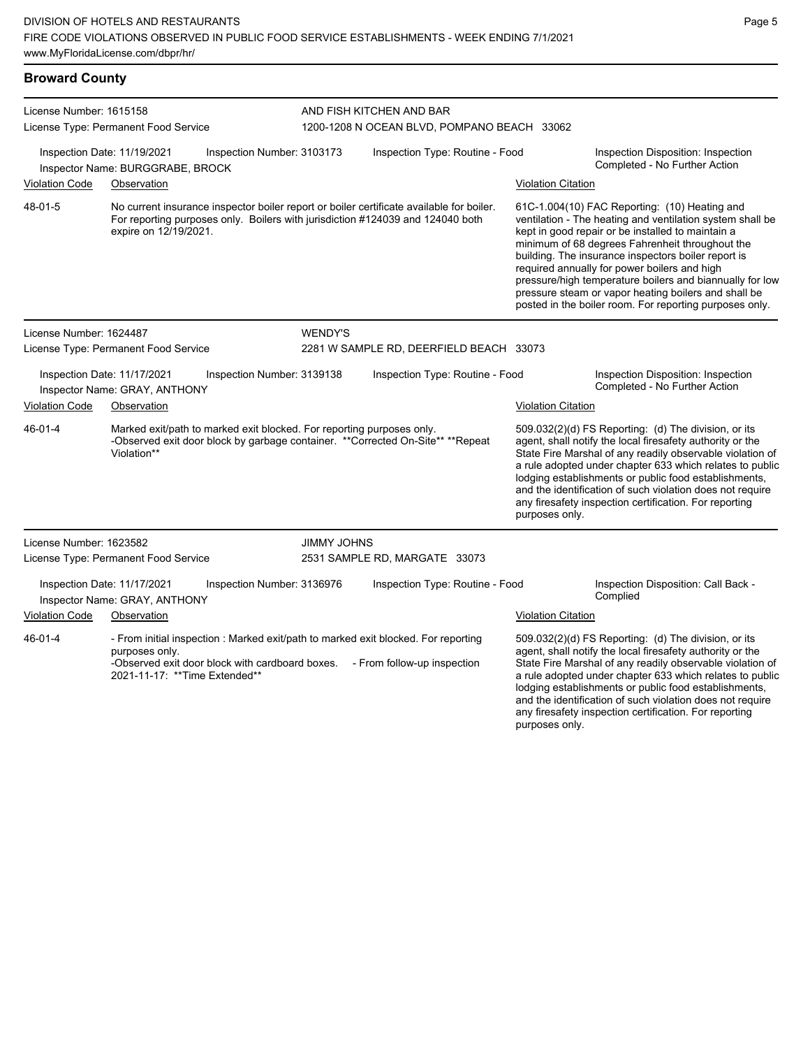## Broward County

License Number: 1615158
License Type: Permanent Food Service

AND FISH KITCHEN AND BAR
1200-1208 N OCEAN BLVD, POMPANO BEACH 33062

Inspection Date: 11/19/2021 Inspection Number: 3103173 Inspection Type: Routine - Food
Inspector Name: BURGGRABE, BROCK
Inspection Disposition: Inspection Completed - No Further Action

| Violation Code | Observation | Violation Citation |
|---|---|---|
| 48-01-5 | No current insurance inspector boiler report or boiler certificate available for boiler. For reporting purposes only. Boilers with jurisdiction #124039 and 124040 both expire on 12/19/2021. | 61C-1.004(10) FAC Reporting: (10) Heating and ventilation - The heating and ventilation system shall be kept in good repair or be installed to maintain a minimum of 68 degrees Fahrenheit throughout the building. The insurance inspectors boiler report is required annually for power boilers and high pressure/high temperature boilers and biannually for low pressure steam or vapor heating boilers and shall be posted in the boiler room. For reporting purposes only. |

License Number: 1624487
License Type: Permanent Food Service

WENDY'S
2281 W SAMPLE RD, DEERFIELD BEACH 33073

Inspection Date: 11/17/2021 Inspection Number: 3139138 Inspection Type: Routine - Food
Inspector Name: GRAY, ANTHONY
Inspection Disposition: Inspection Completed - No Further Action

| Violation Code | Observation | Violation Citation |
|---|---|---|
| 46-01-4 | Marked exit/path to marked exit blocked. For reporting purposes only. -Observed exit door block by garbage container. **Corrected On-Site** **Repeat Violation** | 509.032(2)(d) FS Reporting: (d) The division, or its agent, shall notify the local firesafety authority or the State Fire Marshal of any readily observable violation of a rule adopted under chapter 633 which relates to public lodging establishments or public food establishments, and the identification of such violation does not require any firesafety inspection certification. For reporting purposes only. |

License Number: 1623582
License Type: Permanent Food Service

JIMMY JOHNS
2531 SAMPLE RD, MARGATE 33073

Inspection Date: 11/17/2021 Inspection Number: 3136976 Inspection Type: Routine - Food
Inspector Name: GRAY, ANTHONY
Inspection Disposition: Call Back - Complied

| Violation Code | Observation | Violation Citation |
|---|---|---|
| 46-01-4 | - From initial inspection : Marked exit/path to marked exit blocked. For reporting purposes only. -Observed exit door block with cardboard boxes. - From follow-up inspection 2021-11-17: **Time Extended** | 509.032(2)(d) FS Reporting: (d) The division, or its agent, shall notify the local firesafety authority or the State Fire Marshal of any readily observable violation of a rule adopted under chapter 633 which relates to public lodging establishments or public food establishments, and the identification of such violation does not require any firesafety inspection certification. For reporting purposes only. |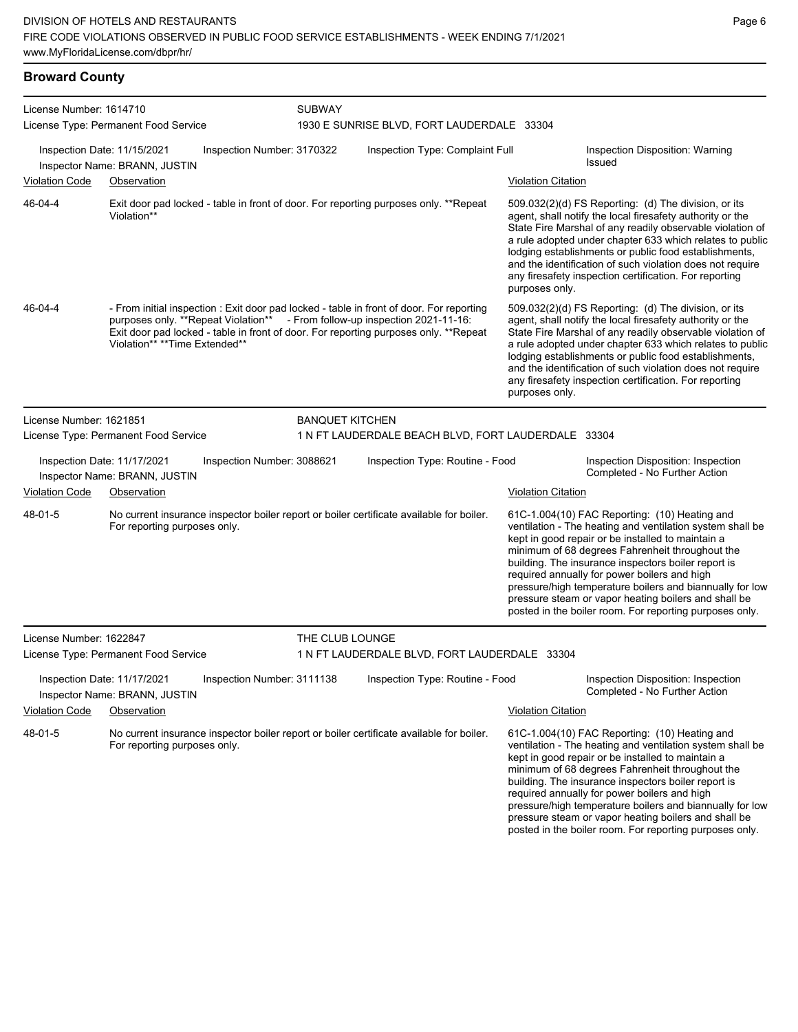## Broward County

**License Number:** 1614710
**License Type:** Permanent Food Service
**SUBWAY**
1930 E SUNRISE BLVD, FORT LAUDERDALE 33304

**Inspection Date:** 11/15/2021 **Inspection Number:** 3170322 **Inspection Type:** Complaint Full **Inspection Disposition:** Warning Issued
**Inspector Name:** BRANN, JUSTIN

| Violation Code | Observation | Violation Citation |
| --- | --- | --- |
| 46-04-4 | Exit door pad locked - table in front of door. For reporting purposes only. **Repeat Violation** | 509.032(2)(d) FS Reporting: (d) The division, or its agent, shall notify the local firesafety authority or the State Fire Marshal of any readily observable violation of a rule adopted under chapter 633 which relates to public lodging establishments or public food establishments, and the identification of such violation does not require any firesafety inspection certification. For reporting purposes only. |
| 46-04-4 | - From initial inspection : Exit door pad locked - table in front of door. For reporting purposes only. **Repeat Violation** - From follow-up inspection 2021-11-16: Exit door pad locked - table in front of door. For reporting purposes only. **Repeat Violation** **Time Extended** | 509.032(2)(d) FS Reporting: (d) The division, or its agent, shall notify the local firesafety authority or the State Fire Marshal of any readily observable violation of a rule adopted under chapter 633 which relates to public lodging establishments or public food establishments, and the identification of such violation does not require any firesafety inspection certification. For reporting purposes only. |

**License Number:** 1621851
**License Type:** Permanent Food Service
**BANQUET KITCHEN**
1 N FT LAUDERDALE BEACH BLVD, FORT LAUDERDALE 33304

**Inspection Date:** 11/17/2021 **Inspection Number:** 3088621 **Inspection Type:** Routine - Food **Inspection Disposition:** Inspection Completed - No Further Action
**Inspector Name:** BRANN, JUSTIN

| Violation Code | Observation | Violation Citation |
| --- | --- | --- |
| 48-01-5 | No current insurance inspector boiler report or boiler certificate available for boiler. For reporting purposes only. | 61C-1.004(10) FAC Reporting: (10) Heating and ventilation - The heating and ventilation system shall be kept in good repair or be installed to maintain a minimum of 68 degrees Fahrenheit throughout the building. The insurance inspectors boiler report is required annually for power boilers and high pressure/high temperature boilers and biannually for low pressure steam or vapor heating boilers and shall be posted in the boiler room. For reporting purposes only. |

**License Number:** 1622847
**License Type:** Permanent Food Service
**THE CLUB LOUNGE**
1 N FT LAUDERDALE BLVD, FORT LAUDERDALE 33304

**Inspection Date:** 11/17/2021 **Inspection Number:** 3111138 **Inspection Type:** Routine - Food **Inspection Disposition:** Inspection Completed - No Further Action
**Inspector Name:** BRANN, JUSTIN

| Violation Code | Observation | Violation Citation |
| --- | --- | --- |
| 48-01-5 | No current insurance inspector boiler report or boiler certificate available for boiler. For reporting purposes only. | 61C-1.004(10) FAC Reporting: (10) Heating and ventilation - The heating and ventilation system shall be kept in good repair or be installed to maintain a minimum of 68 degrees Fahrenheit throughout the building. The insurance inspectors boiler report is required annually for power boilers and high pressure/high temperature boilers and biannually for low pressure steam or vapor heating boilers and shall be posted in the boiler room. For reporting purposes only. |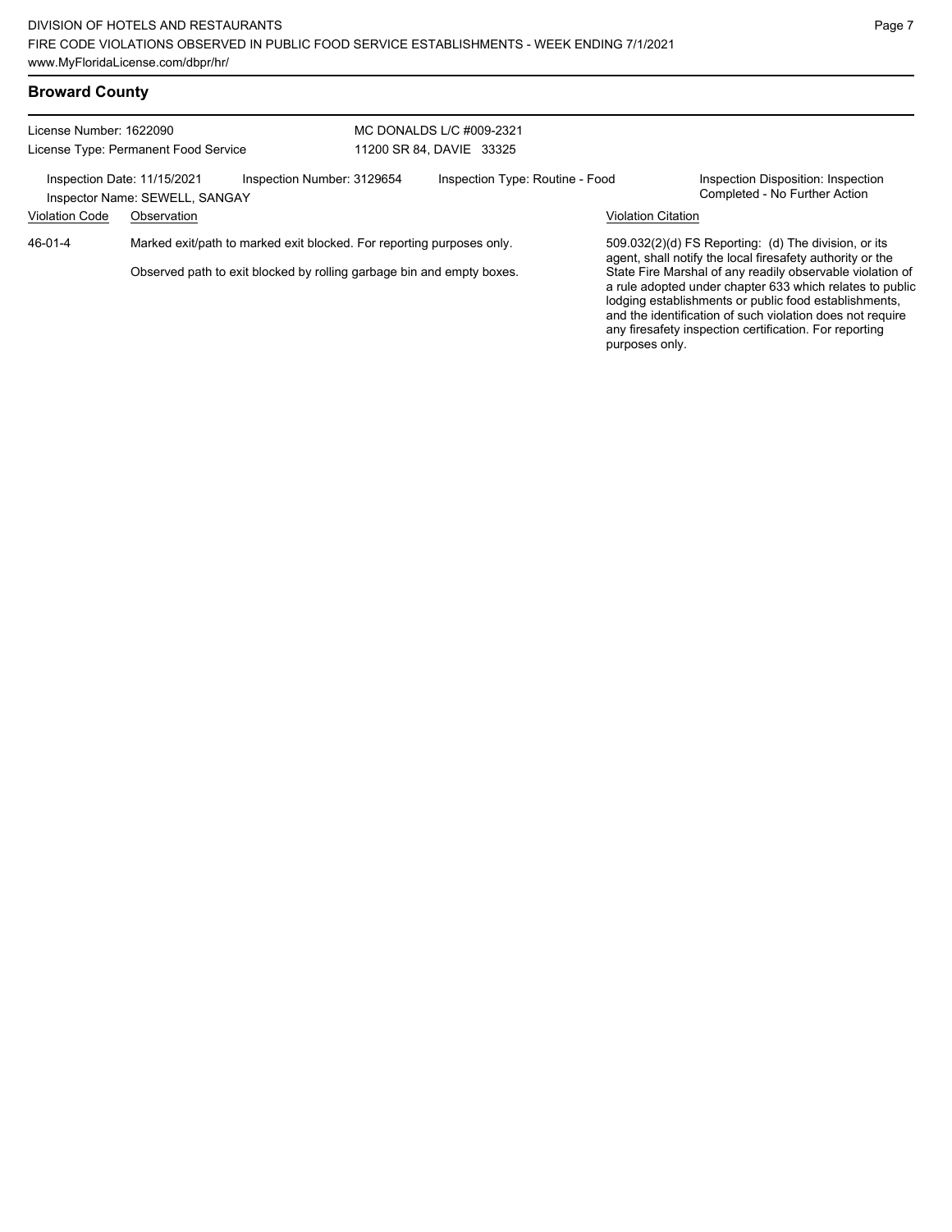## Broward County

License Number: 1622090
License Type: Permanent Food Service

MC DONALDS L/C #009-2321
11200 SR 84, DAVIE 33325

Inspection Date: 11/15/2021
Inspector Name: SEWELL, SANGAY
Inspection Number: 3129654
Inspection Type: Routine - Food
Inspection Disposition: Inspection Completed - No Further Action

| Violation Code | Observation | Violation Citation |
|---|---|---|
| 46-01-4 | Marked exit/path to marked exit blocked. For reporting purposes only.<br><br>Observed path to exit blocked by rolling garbage bin and empty boxes. | 509.032(2)(d) FS Reporting: (d) The division, or its agent, shall notify the local firesafety authority or the State Fire Marshal of any readily observable violation of a rule adopted under chapter 633 which relates to public lodging establishments or public food establishments, and the identification of such violation does not require any firesafety inspection certification. For reporting purposes only. |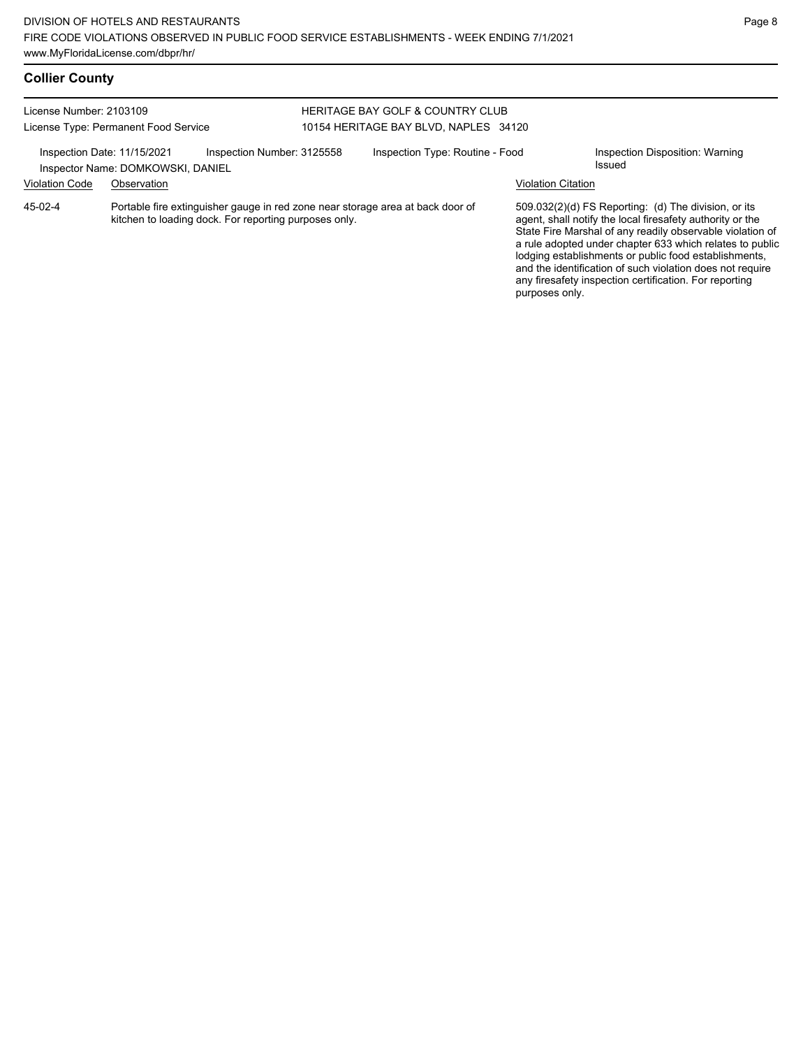## Collier County

License Number: 2103109
License Type: Permanent Food Service

HERITAGE BAY GOLF & COUNTRY CLUB
10154 HERITAGE BAY BLVD, NAPLES 34120

Inspection Date: 11/15/2021 | Inspection Number: 3125558 | Inspection Type: Routine - Food | Inspection Disposition: Warning Issued

Inspector Name: DOMKOWSKI, DANIEL

| Violation Code | Observation | Violation Citation |
|---|---|---|
| 45-02-4 | Portable fire extinguisher gauge in red zone near storage area at back door of kitchen to loading dock. For reporting purposes only. | 509.032(2)(d) FS Reporting: (d) The division, or its agent, shall notify the local firesafety authority or the State Fire Marshal of any readily observable violation of a rule adopted under chapter 633 which relates to public lodging establishments or public food establishments, and the identification of such violation does not require any firesafety inspection certification. For reporting purposes only. |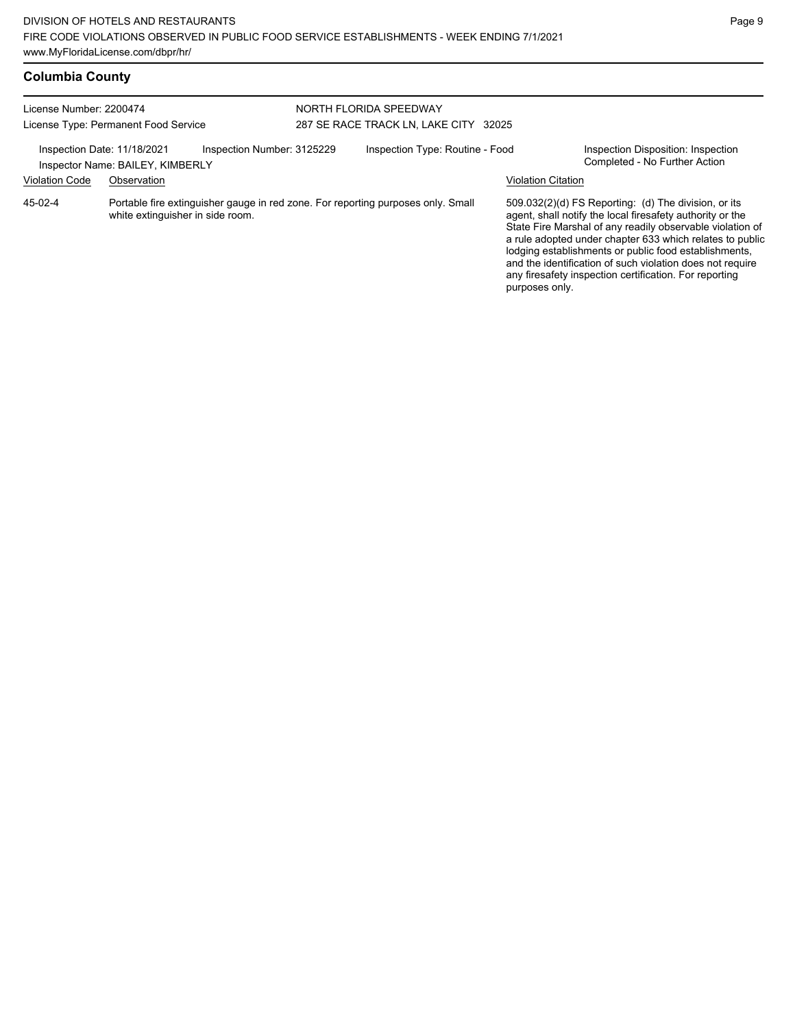## Columbia County

License Number: 2200474
License Type: Permanent Food Service

NORTH FLORIDA SPEEDWAY
287 SE RACE TRACK LN, LAKE CITY 32025

Inspection Date: 11/18/2021
Inspection Number: 3125229
Inspection Type: Routine - Food
Inspection Disposition: Inspection Completed - No Further Action
Inspector Name: BAILEY, KIMBERLY

| Violation Code | Observation | Violation Citation |
| --- | --- | --- |
| 45-02-4 | Portable fire extinguisher gauge in red zone. For reporting purposes only. Small white extinguisher in side room. | 509.032(2)(d) FS Reporting: (d) The division, or its agent, shall notify the local firesafety authority or the State Fire Marshal of any readily observable violation of a rule adopted under chapter 633 which relates to public lodging establishments or public food establishments, and the identification of such violation does not require any firesafety inspection certification. For reporting purposes only. |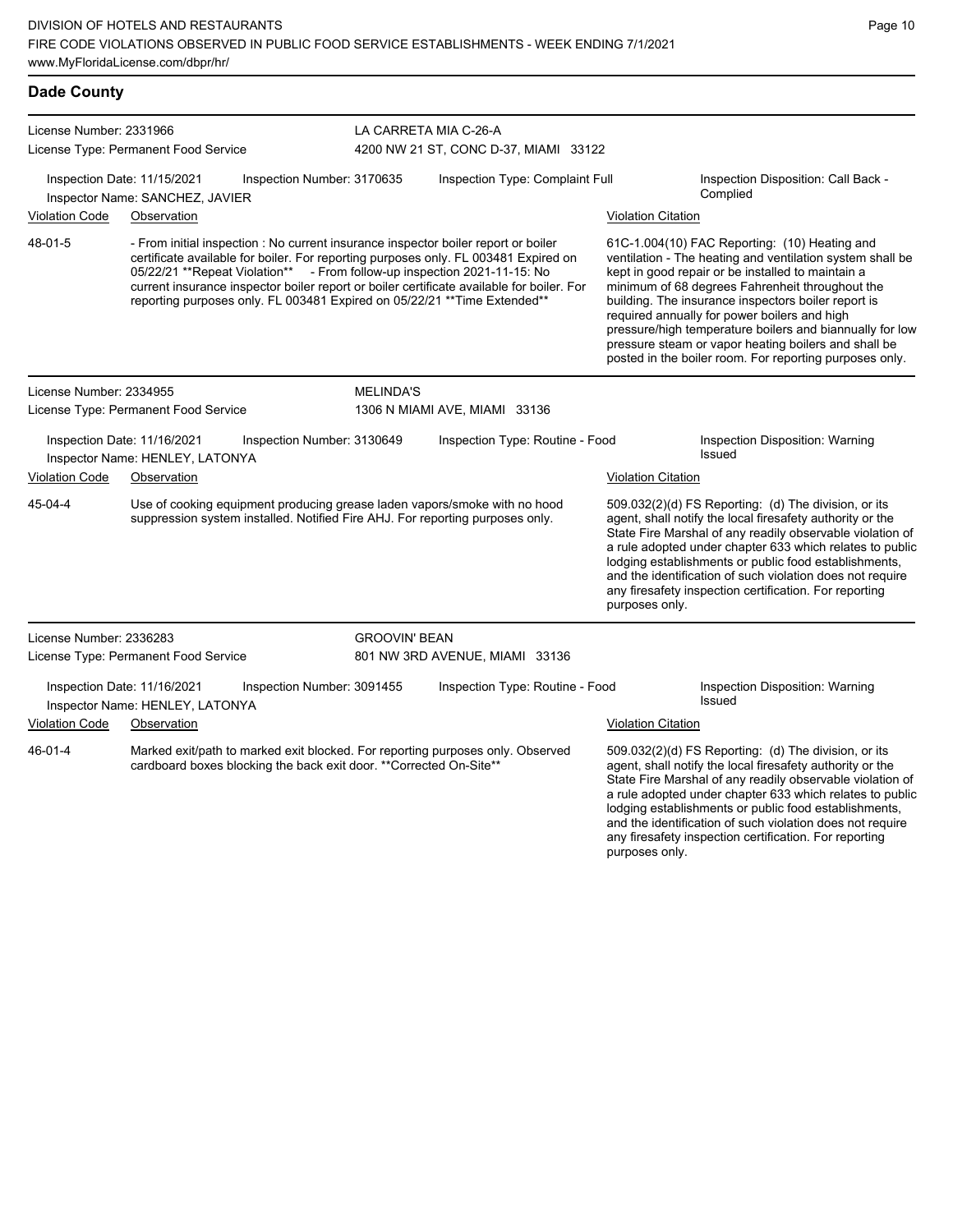## Dade County

**License Number:** 2331966
**License Type:** Permanent Food Service
**LA CARRETA MIA C-26-A**
4200 NW 21 ST, CONC D-37, MIAMI 33122

Inspection Date: 11/15/2021
Inspection Number: 3170635
Inspection Type: Complaint Full
Inspection Disposition: Call Back - Complied
Inspector Name: SANCHEZ, JAVIER

| Violation Code | Observation | Violation Citation |
| --- | --- | --- |
| 48-01-5 | - From initial inspection : No current insurance inspector boiler report or boiler certificate available for boiler. For reporting purposes only. FL 003481 Expired on 05/22/21 **Repeat Violation** - From follow-up inspection 2021-11-15: No current insurance inspector boiler report or boiler certificate available for boiler. For reporting purposes only. FL 003481 Expired on 05/22/21 **Time Extended** | 61C-1.004(10) FAC Reporting: (10) Heating and ventilation - The heating and ventilation system shall be kept in good repair or be installed to maintain a minimum of 68 degrees Fahrenheit throughout the building. The insurance inspectors boiler report is required annually for power boilers and high pressure/high temperature boilers and biannually for low pressure steam or vapor heating boilers and shall be posted in the boiler room. For reporting purposes only. |

**License Number:** 2334955
**License Type:** Permanent Food Service
**MELINDA'S**
1306 N MIAMI AVE, MIAMI 33136

Inspection Date: 11/16/2021
Inspection Number: 3130649
Inspection Type: Routine - Food
Inspection Disposition: Warning Issued
Inspector Name: HENLEY, LATONYA

| Violation Code | Observation | Violation Citation |
| --- | --- | --- |
| 45-04-4 | Use of cooking equipment producing grease laden vapors/smoke with no hood suppression system installed. Notified Fire AHJ. For reporting purposes only. | 509.032(2)(d) FS Reporting: (d) The division, or its agent, shall notify the local firesafety authority or the State Fire Marshal of any readily observable violation of a rule adopted under chapter 633 which relates to public lodging establishments or public food establishments, and the identification of such violation does not require any firesafety inspection certification. For reporting purposes only. |

**License Number:** 2336283
**License Type:** Permanent Food Service
**GROOVIN' BEAN**
801 NW 3RD AVENUE, MIAMI 33136

Inspection Date: 11/16/2021
Inspection Number: 3091455
Inspection Type: Routine - Food
Inspection Disposition: Warning Issued
Inspector Name: HENLEY, LATONYA

| Violation Code | Observation | Violation Citation |
| --- | --- | --- |
| 46-01-4 | Marked exit/path to marked exit blocked. For reporting purposes only. Observed cardboard boxes blocking the back exit door. **Corrected On-Site** | 509.032(2)(d) FS Reporting: (d) The division, or its agent, shall notify the local firesafety authority or the State Fire Marshal of any readily observable violation of a rule adopted under chapter 633 which relates to public lodging establishments or public food establishments, and the identification of such violation does not require any firesafety inspection certification. For reporting purposes only. |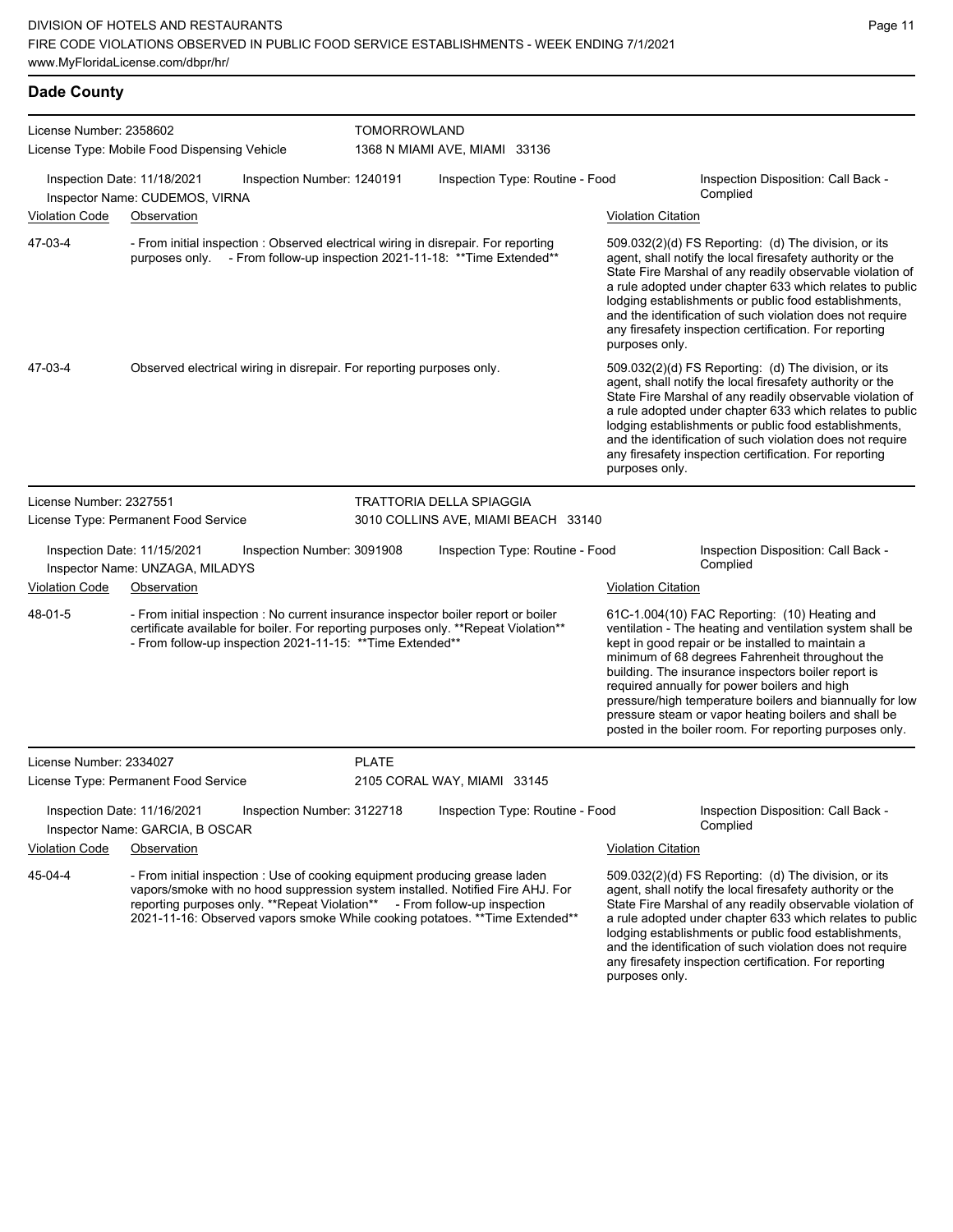## Dade County

**License Number:** 2358602 — **TOMORROWLAND**
**License Type:** Mobile Food Dispensing Vehicle — 1368 N MIAMI AVE, MIAMI 33136

Inspection Date: 11/18/2021 | Inspection Number: 1240191 | Inspection Type: Routine - Food | Inspection Disposition: Call Back - Complied
Inspector Name: CUDEMOS, VIRNA

| Violation Code | Observation | Violation Citation |
|---|---|---|
| 47-03-4 | - From initial inspection : Observed electrical wiring in disrepair. For reporting purposes only. - From follow-up inspection 2021-11-18: **Time Extended** | 509.032(2)(d) FS Reporting: (d) The division, or its agent, shall notify the local firesafety authority or the State Fire Marshal of any readily observable violation of a rule adopted under chapter 633 which relates to public lodging establishments or public food establishments, and the identification of such violation does not require any firesafety inspection certification. For reporting purposes only. |
| 47-03-4 | Observed electrical wiring in disrepair. For reporting purposes only. | 509.032(2)(d) FS Reporting: (d) The division, or its agent, shall notify the local firesafety authority or the State Fire Marshal of any readily observable violation of a rule adopted under chapter 633 which relates to public lodging establishments or public food establishments, and the identification of such violation does not require any firesafety inspection certification. For reporting purposes only. |

**License Number:** 2327551 — **TRATTORIA DELLA SPIAGGIA**
**License Type:** Permanent Food Service — 3010 COLLINS AVE, MIAMI BEACH 33140

Inspection Date: 11/15/2021 | Inspection Number: 3091908 | Inspection Type: Routine - Food | Inspection Disposition: Call Back - Complied
Inspector Name: UNZAGA, MILADYS

| Violation Code | Observation | Violation Citation |
|---|---|---|
| 48-01-5 | - From initial inspection : No current insurance inspector boiler report or boiler certificate available for boiler. For reporting purposes only. **Repeat Violation** - From follow-up inspection 2021-11-15: **Time Extended** | 61C-1.004(10) FAC Reporting: (10) Heating and ventilation - The heating and ventilation system shall be kept in good repair or be installed to maintain a minimum of 68 degrees Fahrenheit throughout the building. The insurance inspectors boiler report is required annually for power boilers and high pressure/high temperature boilers and biannually for low pressure steam or vapor heating boilers and shall be posted in the boiler room. For reporting purposes only. |

**License Number:** 2334027 — **PLATE**
**License Type:** Permanent Food Service — 2105 CORAL WAY, MIAMI 33145

Inspection Date: 11/16/2021 | Inspection Number: 3122718 | Inspection Type: Routine - Food | Inspection Disposition: Call Back - Complied
Inspector Name: GARCIA, B OSCAR

| Violation Code | Observation | Violation Citation |
|---|---|---|
| 45-04-4 | - From initial inspection : Use of cooking equipment producing grease laden vapors/smoke with no hood suppression system installed. Notified Fire AHJ. For reporting purposes only. **Repeat Violation** - From follow-up inspection 2021-11-16: Observed vapors smoke While cooking potatoes. **Time Extended** | 509.032(2)(d) FS Reporting: (d) The division, or its agent, shall notify the local firesafety authority or the State Fire Marshal of any readily observable violation of a rule adopted under chapter 633 which relates to public lodging establishments or public food establishments, and the identification of such violation does not require any firesafety inspection certification. For reporting purposes only. |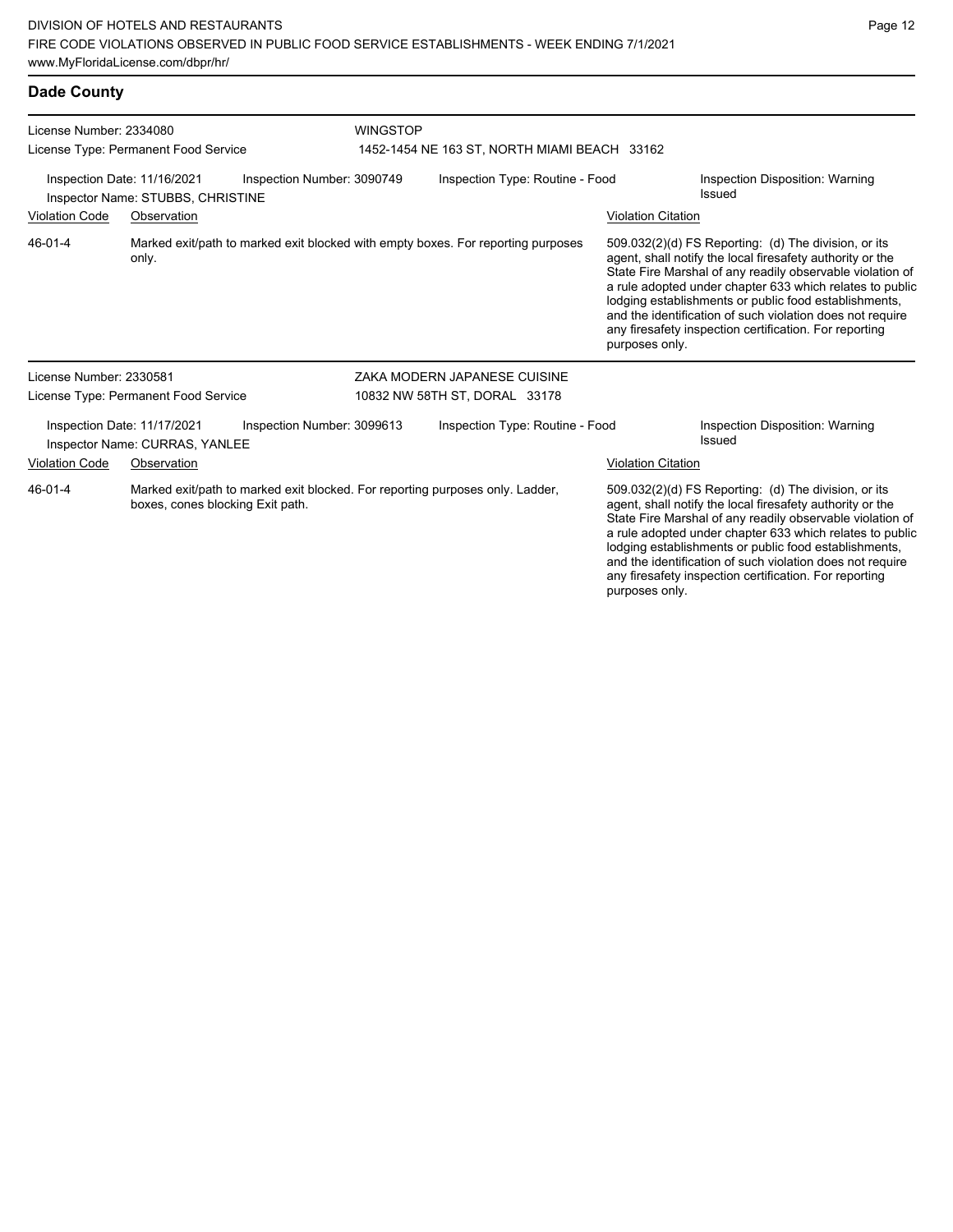## Dade County

License Number: 2334080
License Type: Permanent Food Service

**WINGSTOP**
1452-1454 NE 163 ST, NORTH MIAMI BEACH 33162

Inspection Date: 11/16/2021
Inspection Number: 3090749
Inspection Type: Routine - Food
Inspection Disposition: Warning Issued
Inspector Name: STUBBS, CHRISTINE

| Violation Code | Observation | Violation Citation |
| --- | --- | --- |
| 46-01-4 | Marked exit/path to marked exit blocked with empty boxes. For reporting purposes only. | 509.032(2)(d) FS Reporting: (d) The division, or its agent, shall notify the local firesafety authority or the State Fire Marshal of any readily observable violation of a rule adopted under chapter 633 which relates to public lodging establishments or public food establishments, and the identification of such violation does not require any firesafety inspection certification. For reporting purposes only. |

License Number: 2330581
License Type: Permanent Food Service

**ZAKA MODERN JAPANESE CUISINE**
10832 NW 58TH ST, DORAL 33178

Inspection Date: 11/17/2021
Inspection Number: 3099613
Inspection Type: Routine - Food
Inspection Disposition: Warning Issued
Inspector Name: CURRAS, YANLEE

| Violation Code | Observation | Violation Citation |
| --- | --- | --- |
| 46-01-4 | Marked exit/path to marked exit blocked. For reporting purposes only. Ladder, boxes, cones blocking Exit path. | 509.032(2)(d) FS Reporting: (d) The division, or its agent, shall notify the local firesafety authority or the State Fire Marshal of any readily observable violation of a rule adopted under chapter 633 which relates to public lodging establishments or public food establishments, and the identification of such violation does not require any firesafety inspection certification. For reporting purposes only. |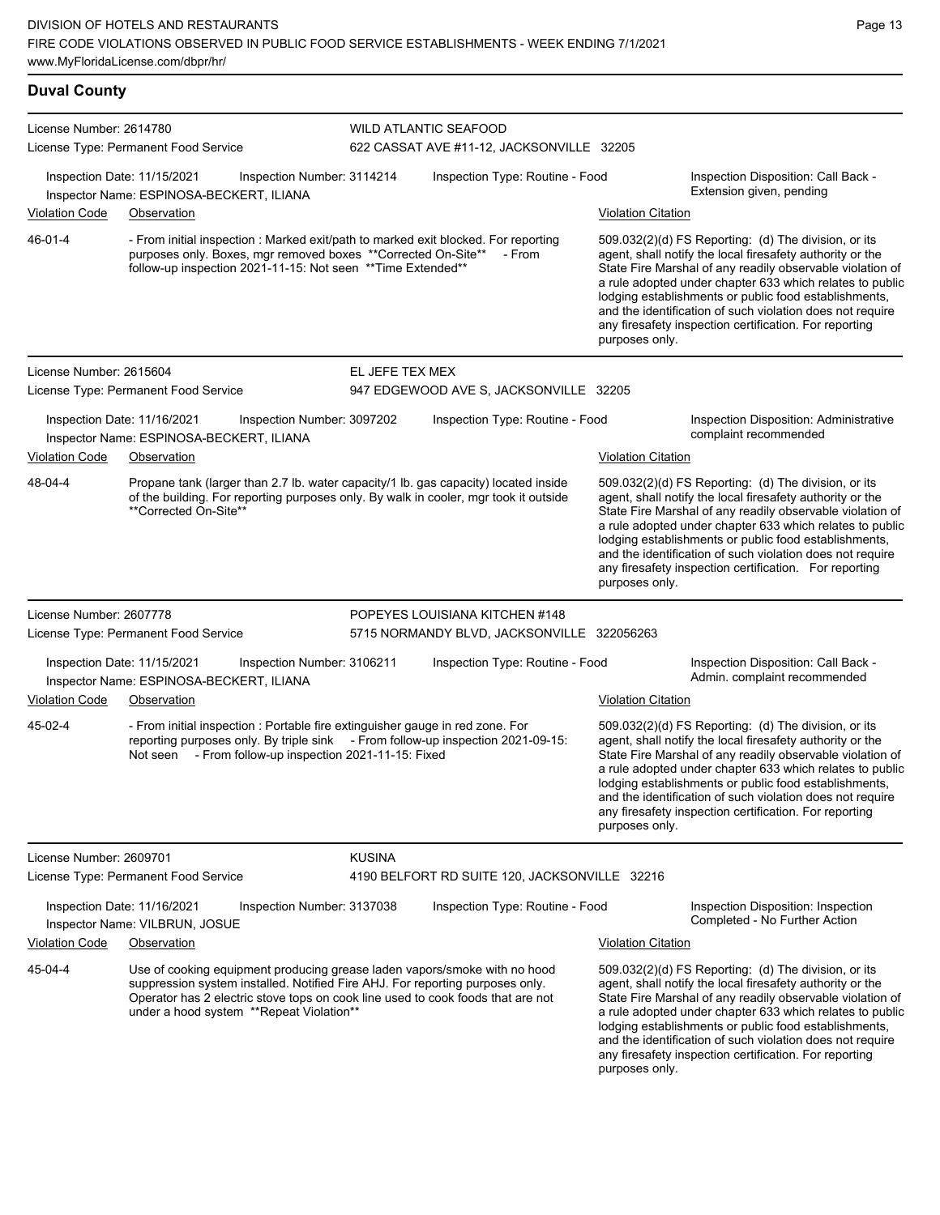## Duval County

**License Number:** 2614780
**License Type:** Permanent Food Service
**WILD ATLANTIC SEAFOOD**
622 CASSAT AVE #11-12, JACKSONVILLE 32205

**Inspection Date:** 11/15/2021 | **Inspection Number:** 3114214 | **Inspection Type:** Routine - Food | **Inspection Disposition:** Call Back - Extension given, pending
**Inspector Name:** ESPINOSA-BECKERT, ILIANA

| Violation Code | Observation | Violation Citation |
|---|---|---|
| 46-01-4 | - From initial inspection : Marked exit/path to marked exit blocked. For reporting purposes only. Boxes, mgr removed boxes **Corrected On-Site** - From follow-up inspection 2021-11-15: Not seen **Time Extended** | 509.032(2)(d) FS Reporting: (d) The division, or its agent, shall notify the local firesafety authority or the State Fire Marshal of any readily observable violation of a rule adopted under chapter 633 which relates to public lodging establishments or public food establishments, and the identification of such violation does not require any firesafety inspection certification. For reporting purposes only. |

**License Number:** 2615604
**License Type:** Permanent Food Service
**EL JEFE TEX MEX**
947 EDGEWOOD AVE S, JACKSONVILLE 32205

**Inspection Date:** 11/16/2021 | **Inspection Number:** 3097202 | **Inspection Type:** Routine - Food | **Inspection Disposition:** Administrative complaint recommended
**Inspector Name:** ESPINOSA-BECKERT, ILIANA

| Violation Code | Observation | Violation Citation |
|---|---|---|
| 48-04-4 | Propane tank (larger than 2.7 lb. water capacity/1 lb. gas capacity) located inside of the building. For reporting purposes only. By walk in cooler, mgr took it outside **Corrected On-Site** | 509.032(2)(d) FS Reporting: (d) The division, or its agent, shall notify the local firesafety authority or the State Fire Marshal of any readily observable violation of a rule adopted under chapter 633 which relates to public lodging establishments or public food establishments, and the identification of such violation does not require any firesafety inspection certification. For reporting purposes only. |

**License Number:** 2607778
**License Type:** Permanent Food Service
**POPEYES LOUISIANA KITCHEN #148**
5715 NORMANDY BLVD, JACKSONVILLE 322056263

**Inspection Date:** 11/15/2021 | **Inspection Number:** 3106211 | **Inspection Type:** Routine - Food | **Inspection Disposition:** Call Back - Admin. complaint recommended
**Inspector Name:** ESPINOSA-BECKERT, ILIANA

| Violation Code | Observation | Violation Citation |
|---|---|---|
| 45-02-4 | - From initial inspection : Portable fire extinguisher gauge in red zone. For reporting purposes only. By triple sink - From follow-up inspection 2021-09-15: Not seen - From follow-up inspection 2021-11-15: Fixed | 509.032(2)(d) FS Reporting: (d) The division, or its agent, shall notify the local firesafety authority or the State Fire Marshal of any readily observable violation of a rule adopted under chapter 633 which relates to public lodging establishments or public food establishments, and the identification of such violation does not require any firesafety inspection certification. For reporting purposes only. |

**License Number:** 2609701
**License Type:** Permanent Food Service
**KUSINA**
4190 BELFORT RD SUITE 120, JACKSONVILLE 32216

**Inspection Date:** 11/16/2021 | **Inspection Number:** 3137038 | **Inspection Type:** Routine - Food | **Inspection Disposition:** Inspection Completed - No Further Action
**Inspector Name:** VILBRUN, JOSUE

| Violation Code | Observation | Violation Citation |
|---|---|---|
| 45-04-4 | Use of cooking equipment producing grease laden vapors/smoke with no hood suppression system installed. Notified Fire AHJ. For reporting purposes only. Operator has 2 electric stove tops on cook line used to cook foods that are not under a hood system **Repeat Violation** | 509.032(2)(d) FS Reporting: (d) The division, or its agent, shall notify the local firesafety authority or the State Fire Marshal of any readily observable violation of a rule adopted under chapter 633 which relates to public lodging establishments or public food establishments, and the identification of such violation does not require any firesafety inspection certification. For reporting purposes only. |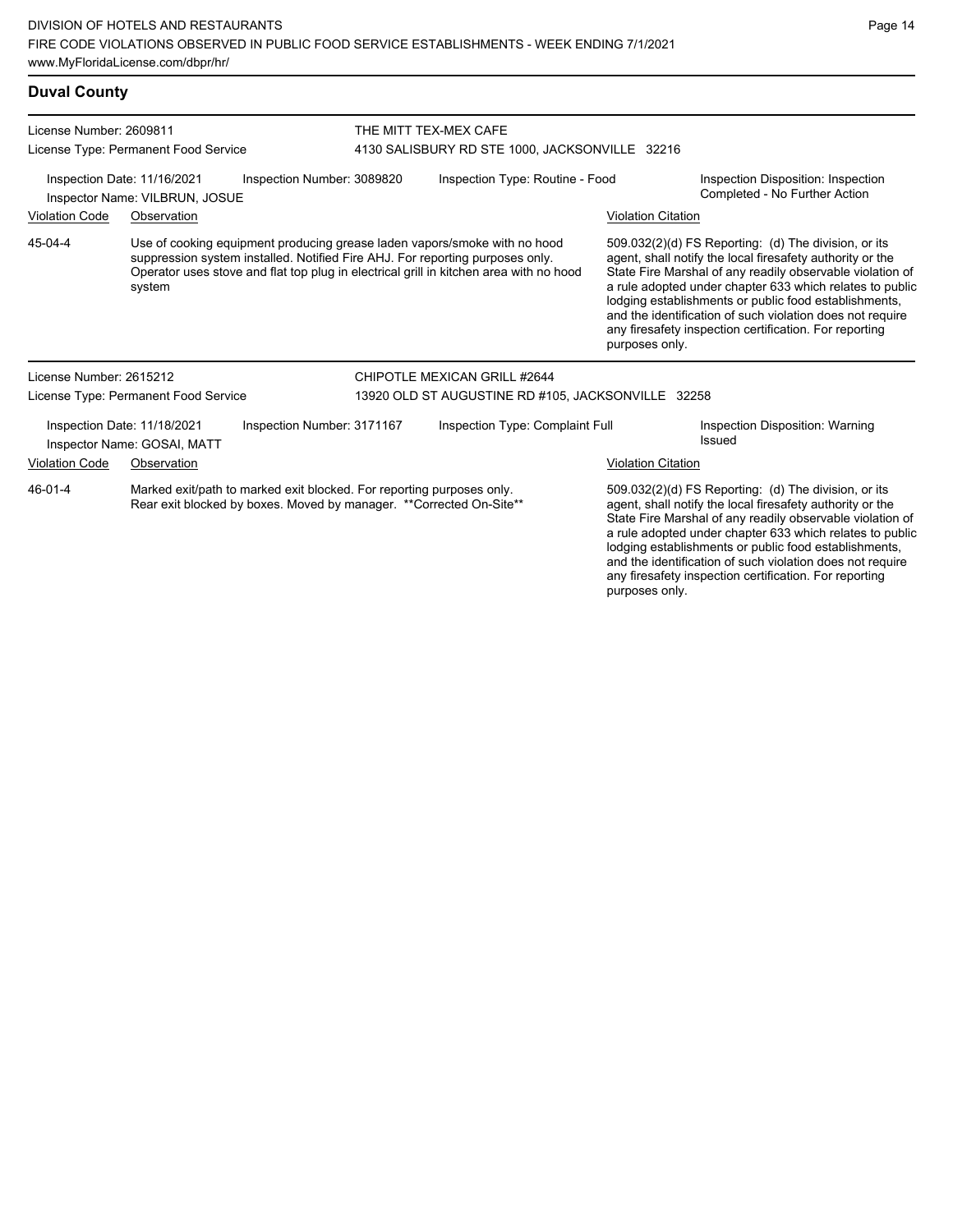## Duval County

License Number: 2609811
License Type: Permanent Food Service

THE MITT TEX-MEX CAFE
4130 SALISBURY RD STE 1000, JACKSONVILLE 32216

Inspection Date: 11/16/2021
Inspector Name: VILBRUN, JOSUE
Inspection Number: 3089820
Inspection Type: Routine - Food
Inspection Disposition: Inspection Completed - No Further Action

| Violation Code | Observation | Violation Citation |
| --- | --- | --- |
| 45-04-4 | Use of cooking equipment producing grease laden vapors/smoke with no hood suppression system installed. Notified Fire AHJ. For reporting purposes only. Operator uses stove and flat top plug in electrical grill in kitchen area with no hood system | 509.032(2)(d) FS Reporting: (d) The division, or its agent, shall notify the local firesafety authority or the State Fire Marshal of any readily observable violation of a rule adopted under chapter 633 which relates to public lodging establishments or public food establishments, and the identification of such violation does not require any firesafety inspection certification. For reporting purposes only. |

License Number: 2615212
License Type: Permanent Food Service

CHIPOTLE MEXICAN GRILL #2644
13920 OLD ST AUGUSTINE RD #105, JACKSONVILLE 32258

Inspection Date: 11/18/2021
Inspector Name: GOSAI, MATT
Inspection Number: 3171167
Inspection Type: Complaint Full
Inspection Disposition: Warning Issued

| Violation Code | Observation | Violation Citation |
| --- | --- | --- |
| 46-01-4 | Marked exit/path to marked exit blocked. For reporting purposes only. Rear exit blocked by boxes. Moved by manager. **Corrected On-Site** | 509.032(2)(d) FS Reporting: (d) The division, or its agent, shall notify the local firesafety authority or the State Fire Marshal of any readily observable violation of a rule adopted under chapter 633 which relates to public lodging establishments or public food establishments, and the identification of such violation does not require any firesafety inspection certification. For reporting purposes only. |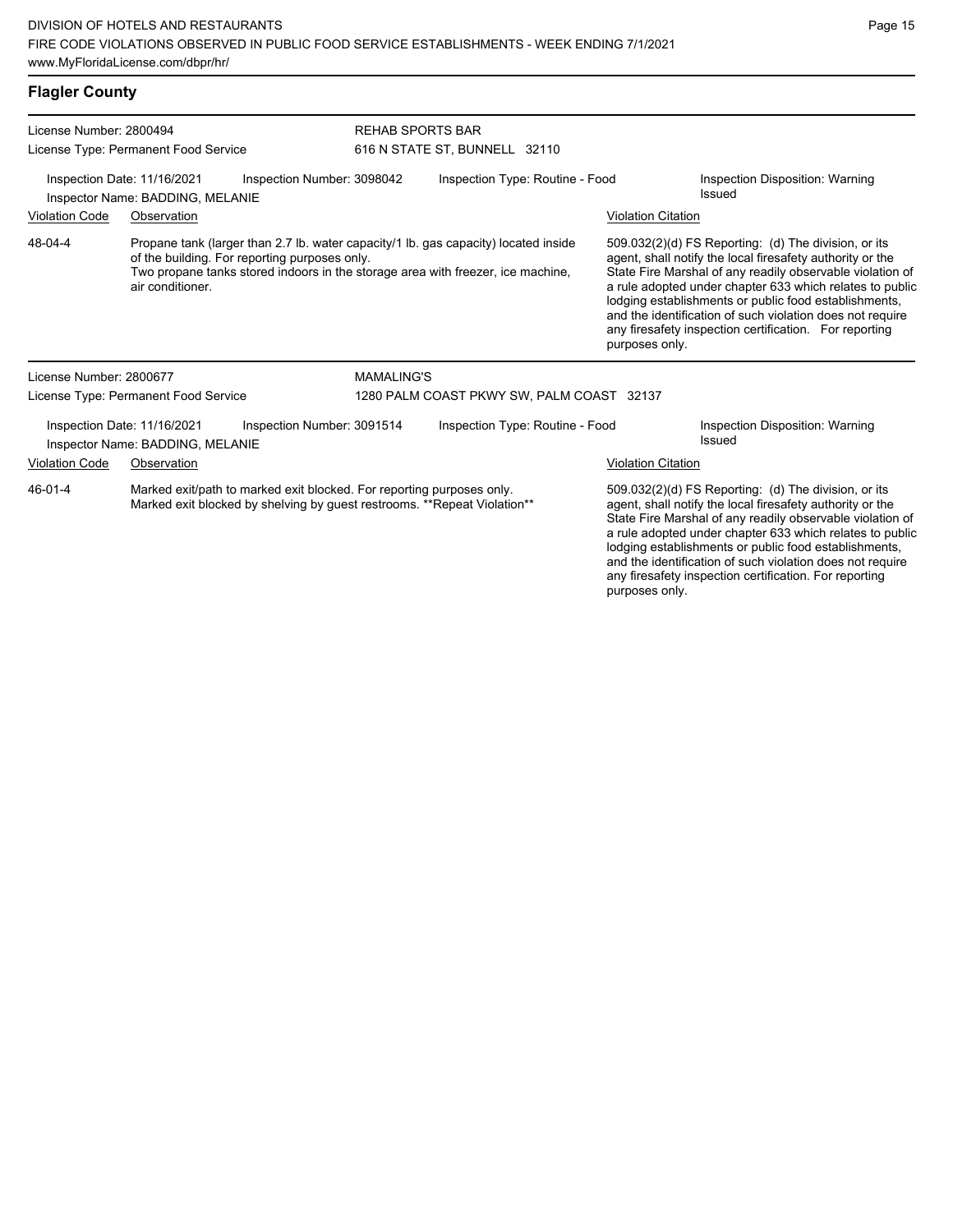## Flagler County

**License Number:** 2800494
**License Type:** Permanent Food Service

**REHAB SPORTS BAR**
616 N STATE ST, BUNNELL 32110

Inspection Date: 11/16/2021 | Inspection Number: 3098042 | Inspection Type: Routine - Food | Inspection Disposition: Warning Issued
Inspector Name: BADDING, MELANIE

| Violation Code | Observation | Violation Citation |
|---|---|---|
| 48-04-4 | Propane tank (larger than 2.7 lb. water capacity/1 lb. gas capacity) located inside of the building. For reporting purposes only. Two propane tanks stored indoors in the storage area with freezer, ice machine, air conditioner. | 509.032(2)(d) FS Reporting: (d) The division, or its agent, shall notify the local firesafety authority or the State Fire Marshal of any readily observable violation of a rule adopted under chapter 633 which relates to public lodging establishments or public food establishments, and the identification of such violation does not require any firesafety inspection certification. For reporting purposes only. |

**License Number:** 2800677
**License Type:** Permanent Food Service

**MAMALING'S**
1280 PALM COAST PKWY SW, PALM COAST 32137

Inspection Date: 11/16/2021 | Inspection Number: 3091514 | Inspection Type: Routine - Food | Inspection Disposition: Warning Issued
Inspector Name: BADDING, MELANIE

| Violation Code | Observation | Violation Citation |
|---|---|---|
| 46-01-4 | Marked exit/path to marked exit blocked. For reporting purposes only. Marked exit blocked by shelving by guest restrooms. **Repeat Violation** | 509.032(2)(d) FS Reporting: (d) The division, or its agent, shall notify the local firesafety authority or the State Fire Marshal of any readily observable violation of a rule adopted under chapter 633 which relates to public lodging establishments or public food establishments, and the identification of such violation does not require any firesafety inspection certification. For reporting purposes only. |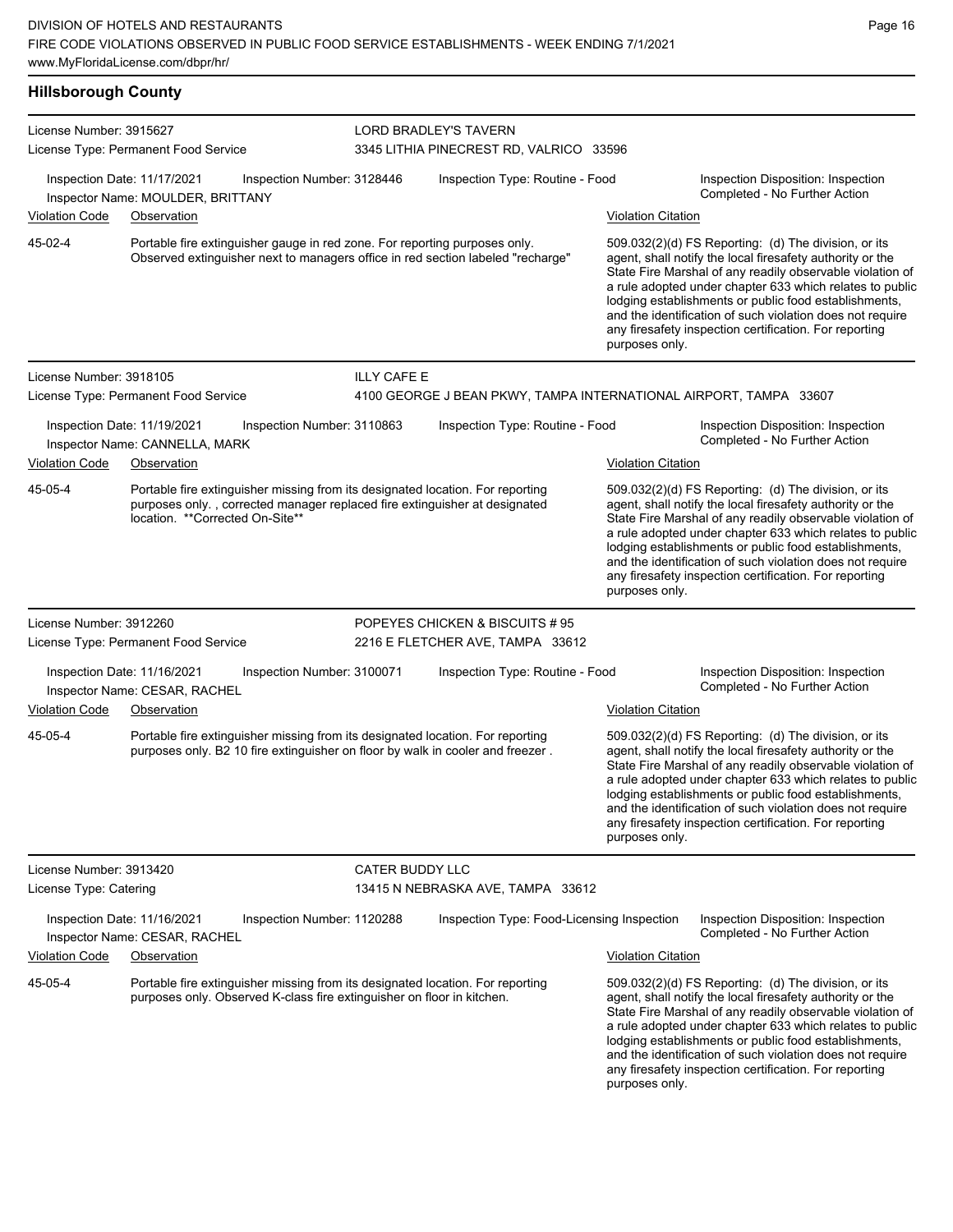## Hillsborough County

**License Number:** 3915627
**License Type:** Permanent Food Service
**LORD BRADLEY'S TAVERN**
3345 LITHIA PINECREST RD, VALRICO 33596

Inspection Date: 11/17/2021 | Inspection Number: 3128446 | Inspection Type: Routine - Food | Inspection Disposition: Inspection Completed - No Further Action
Inspector Name: MOULDER, BRITTANY

| Violation Code | Observation | Violation Citation |
| --- | --- | --- |
| 45-02-4 | Portable fire extinguisher gauge in red zone. For reporting purposes only. Observed extinguisher next to managers office in red section labeled "recharge" | 509.032(2)(d) FS Reporting: (d) The division, or its agent, shall notify the local firesafety authority or the State Fire Marshal of any readily observable violation of a rule adopted under chapter 633 which relates to public lodging establishments or public food establishments, and the identification of such violation does not require any firesafety inspection certification. For reporting purposes only. |

---

**License Number:** 3918105
**License Type:** Permanent Food Service
**ILLY CAFE E**
4100 GEORGE J BEAN PKWY, TAMPA INTERNATIONAL AIRPORT, TAMPA 33607

Inspection Date: 11/19/2021 | Inspection Number: 3110863 | Inspection Type: Routine - Food | Inspection Disposition: Inspection Completed - No Further Action
Inspector Name: CANNELLA, MARK

| Violation Code | Observation | Violation Citation |
| --- | --- | --- |
| 45-05-4 | Portable fire extinguisher missing from its designated location. For reporting purposes only. , corrected manager replaced fire extinguisher at designated location. **Corrected On-Site** | 509.032(2)(d) FS Reporting: (d) The division, or its agent, shall notify the local firesafety authority or the State Fire Marshal of any readily observable violation of a rule adopted under chapter 633 which relates to public lodging establishments or public food establishments, and the identification of such violation does not require any firesafety inspection certification. For reporting purposes only. |

---

**License Number:** 3912260
**License Type:** Permanent Food Service
**POPEYES CHICKEN & BISCUITS # 95**
2216 E FLETCHER AVE, TAMPA 33612

Inspection Date: 11/16/2021 | Inspection Number: 3100071 | Inspection Type: Routine - Food | Inspection Disposition: Inspection Completed - No Further Action
Inspector Name: CESAR, RACHEL

| Violation Code | Observation | Violation Citation |
| --- | --- | --- |
| 45-05-4 | Portable fire extinguisher missing from its designated location. For reporting purposes only. B2 10 fire extinguisher on floor by walk in cooler and freezer . | 509.032(2)(d) FS Reporting: (d) The division, or its agent, shall notify the local firesafety authority or the State Fire Marshal of any readily observable violation of a rule adopted under chapter 633 which relates to public lodging establishments or public food establishments, and the identification of such violation does not require any firesafety inspection certification. For reporting purposes only. |

---

**License Number:** 3913420
**License Type:** Catering
**CATER BUDDY LLC**
13415 N NEBRASKA AVE, TAMPA 33612

Inspection Date: 11/16/2021 | Inspection Number: 1120288 | Inspection Type: Food-Licensing Inspection | Inspection Disposition: Inspection Completed - No Further Action
Inspector Name: CESAR, RACHEL

| Violation Code | Observation | Violation Citation |
| --- | --- | --- |
| 45-05-4 | Portable fire extinguisher missing from its designated location. For reporting purposes only. Observed K-class fire extinguisher on floor in kitchen. | 509.032(2)(d) FS Reporting: (d) The division, or its agent, shall notify the local firesafety authority or the State Fire Marshal of any readily observable violation of a rule adopted under chapter 633 which relates to public lodging establishments or public food establishments, and the identification of such violation does not require any firesafety inspection certification. For reporting purposes only. |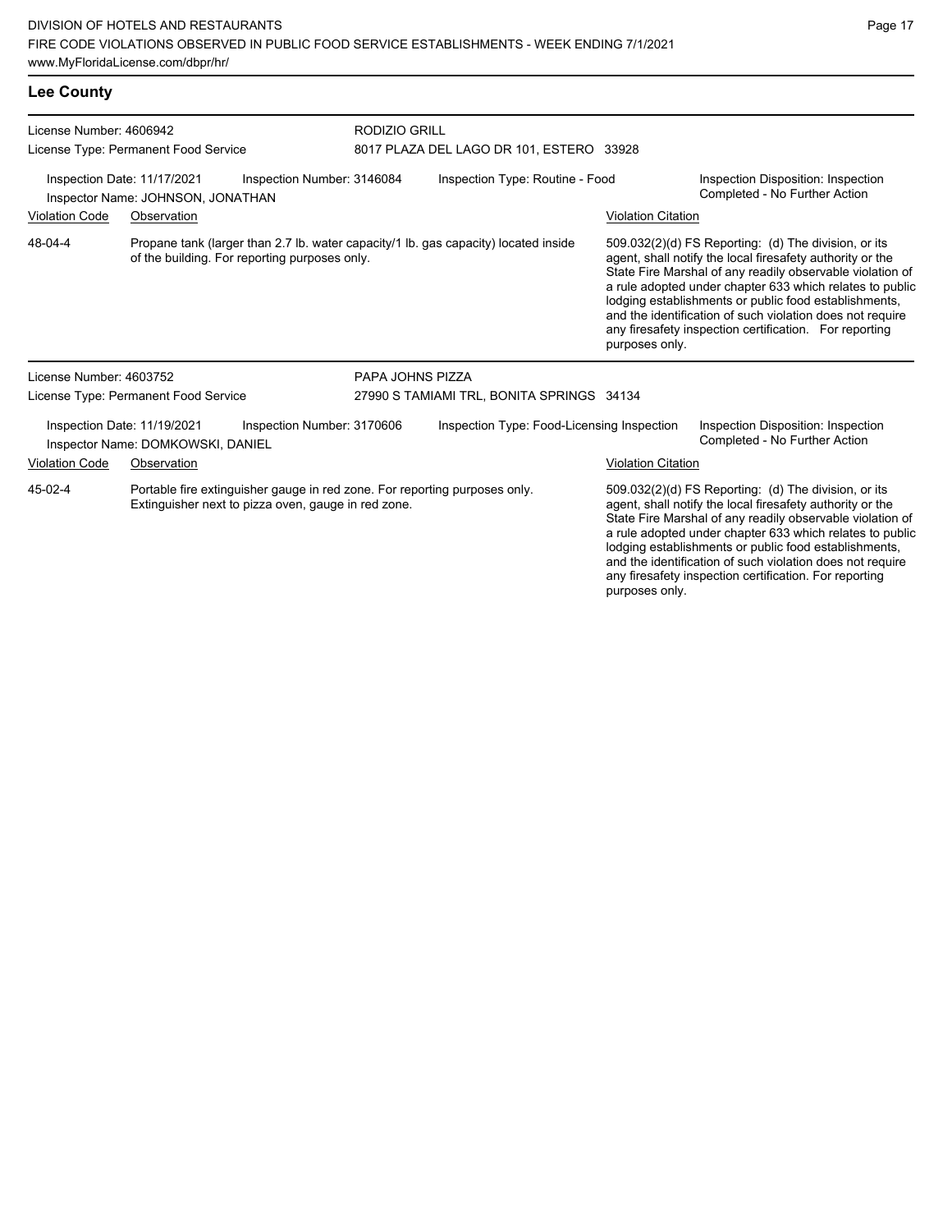## Lee County

**License Number:** 4606942
**License Type:** Permanent Food Service

**RODIZIO GRILL**
8017 PLAZA DEL LAGO DR 101, ESTERO 33928

Inspection Date: 11/17/2021
Inspection Number: 3146084
Inspection Type: Routine - Food
Inspection Disposition: Inspection Completed - No Further Action
Inspector Name: JOHNSON, JONATHAN

| Violation Code | Observation | Violation Citation |
|---|---|---|
| 48-04-4 | Propane tank (larger than 2.7 lb. water capacity/1 lb. gas capacity) located inside of the building. For reporting purposes only. | 509.032(2)(d) FS Reporting: (d) The division, or its agent, shall notify the local firesafety authority or the State Fire Marshal of any readily observable violation of a rule adopted under chapter 633 which relates to public lodging establishments or public food establishments, and the identification of such violation does not require any firesafety inspection certification. For reporting purposes only. |

**License Number:** 4603752
**License Type:** Permanent Food Service

**PAPA JOHNS PIZZA**
27990 S TAMIAMI TRL, BONITA SPRINGS 34134

Inspection Date: 11/19/2021
Inspection Number: 3170606
Inspection Type: Food-Licensing Inspection
Inspection Disposition: Inspection Completed - No Further Action
Inspector Name: DOMKOWSKI, DANIEL

| Violation Code | Observation | Violation Citation |
|---|---|---|
| 45-02-4 | Portable fire extinguisher gauge in red zone. For reporting purposes only. Extinguisher next to pizza oven, gauge in red zone. | 509.032(2)(d) FS Reporting: (d) The division, or its agent, shall notify the local firesafety authority or the State Fire Marshal of any readily observable violation of a rule adopted under chapter 633 which relates to public lodging establishments or public food establishments, and the identification of such violation does not require any firesafety inspection certification. For reporting purposes only. |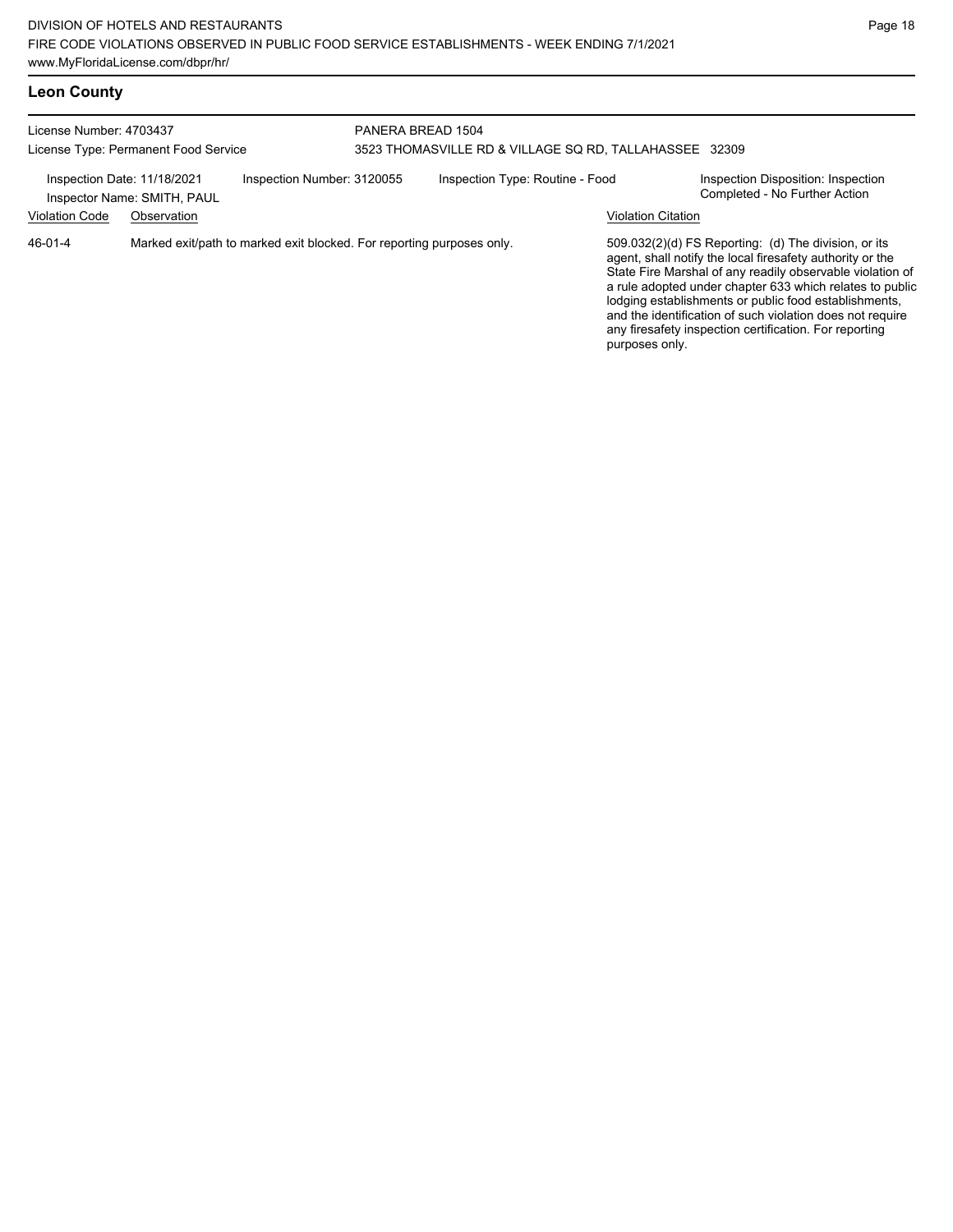## Leon County

License Number: 4703437
License Type: Permanent Food Service

PANERA BREAD 1504
3523 THOMASVILLE RD & VILLAGE SQ RD, TALLAHASSEE 32309

Inspection Date: 11/18/2021
Inspector Name: SMITH, PAUL
Inspection Number: 3120055
Inspection Type: Routine - Food
Inspection Disposition: Inspection Completed - No Further Action

| Violation Code | Observation | Violation Citation |
| --- | --- | --- |
| 46-01-4 | Marked exit/path to marked exit blocked. For reporting purposes only. | 509.032(2)(d) FS Reporting: (d) The division, or its agent, shall notify the local firesafety authority or the State Fire Marshal of any readily observable violation of a rule adopted under chapter 633 which relates to public lodging establishments or public food establishments, and the identification of such violation does not require any firesafety inspection certification. For reporting purposes only. |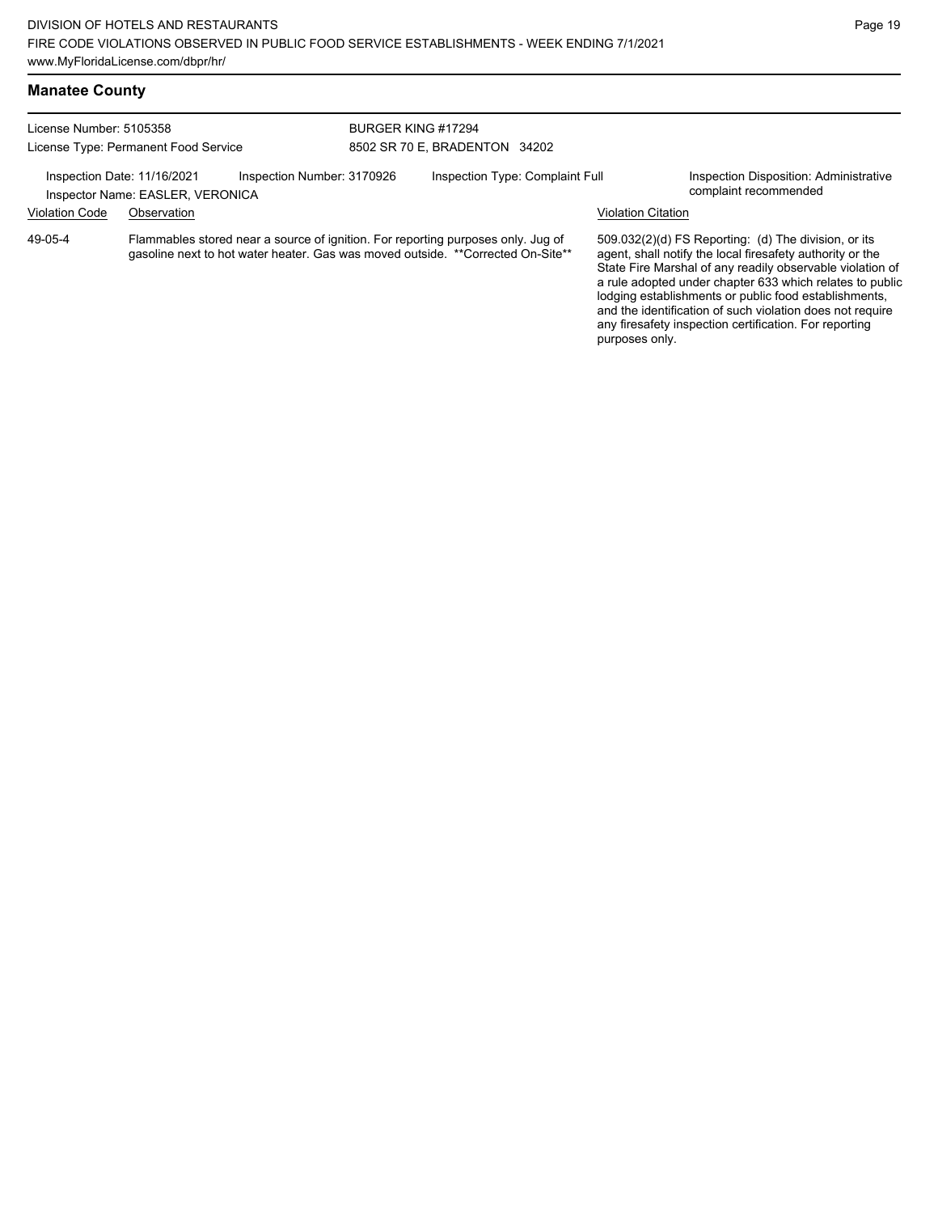## Manatee County

License Number: 5105358
License Type: Permanent Food Service

BURGER KING #17294
8502 SR 70 E, BRADENTON 34202

Inspection Date: 11/16/2021
Inspector Name: EASLER, VERONICA
Inspection Number: 3170926
Inspection Type: Complaint Full
Inspection Disposition: Administrative complaint recommended

| Violation Code | Observation | Violation Citation |
| --- | --- | --- |
| 49-05-4 | Flammables stored near a source of ignition. For reporting purposes only. Jug of gasoline next to hot water heater. Gas was moved outside. **Corrected On-Site** | 509.032(2)(d) FS Reporting: (d) The division, or its agent, shall notify the local firesafety authority or the State Fire Marshal of any readily observable violation of a rule adopted under chapter 633 which relates to public lodging establishments or public food establishments, and the identification of such violation does not require any firesafety inspection certification. For reporting purposes only. |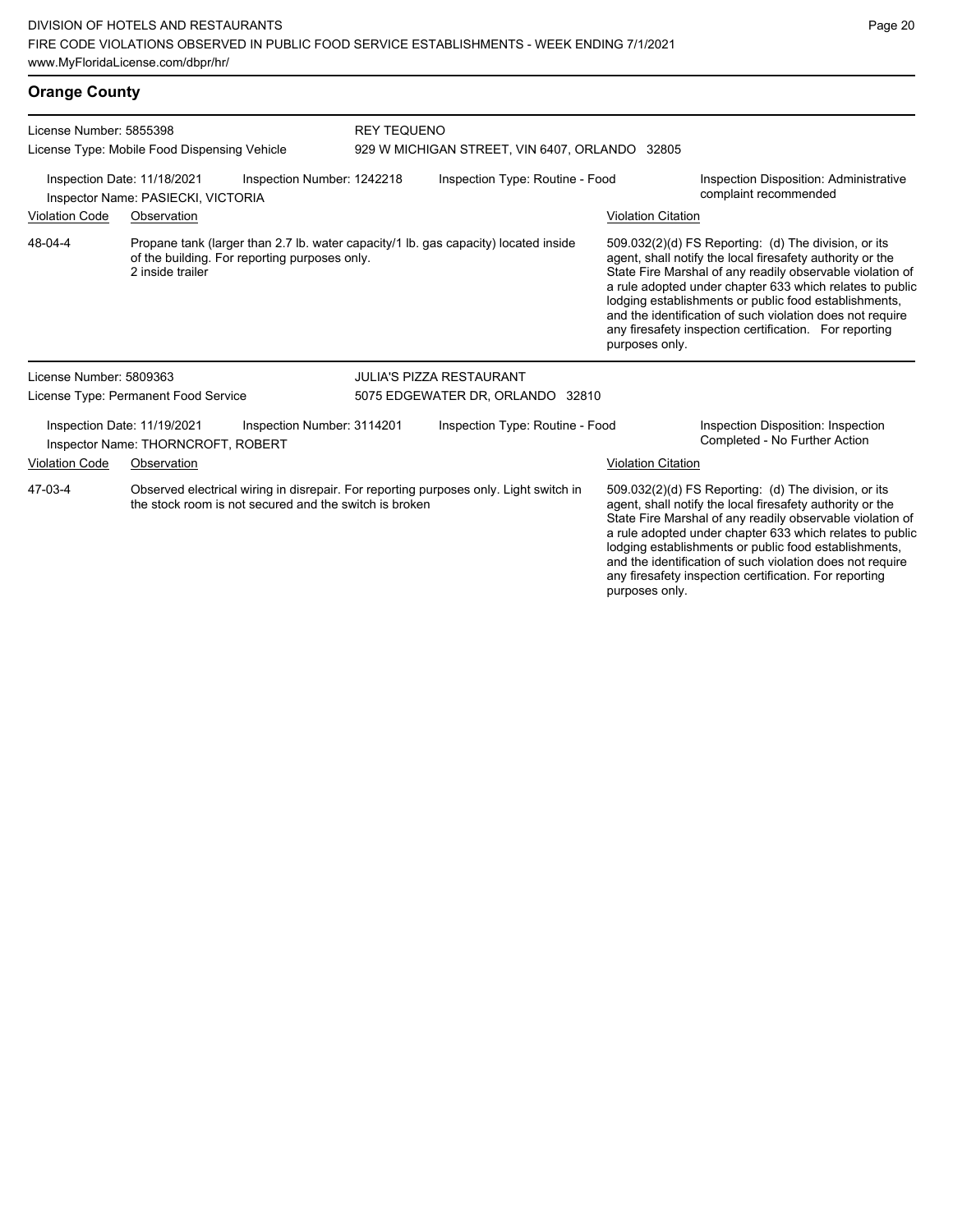## Orange County

**License Number:** 5855398
**License Type:** Mobile Food Dispensing Vehicle

**REY TEQUENO**
929 W MICHIGAN STREET, VIN 6407, ORLANDO 32805

**Inspection Date:** 11/18/2021
**Inspection Number:** 1242218
**Inspection Type:** Routine - Food
**Inspection Disposition:** Administrative complaint recommended
**Inspector Name:** PASIECKI, VICTORIA

| Violation Code | Observation | Violation Citation |
|---|---|---|
| 48-04-4 | Propane tank (larger than 2.7 lb. water capacity/1 lb. gas capacity) located inside of the building. For reporting purposes only. 2 inside trailer | 509.032(2)(d) FS Reporting: (d) The division, or its agent, shall notify the local firesafety authority or the State Fire Marshal of any readily observable violation of a rule adopted under chapter 633 which relates to public lodging establishments or public food establishments, and the identification of such violation does not require any firesafety inspection certification. For reporting purposes only. |

**License Number:** 5809363
**License Type:** Permanent Food Service

**JULIA'S PIZZA RESTAURANT**
5075 EDGEWATER DR, ORLANDO 32810

**Inspection Date:** 11/19/2021
**Inspection Number:** 3114201
**Inspection Type:** Routine - Food
**Inspection Disposition:** Inspection Completed - No Further Action
**Inspector Name:** THORNCROFT, ROBERT

| Violation Code | Observation | Violation Citation |
|---|---|---|
| 47-03-4 | Observed electrical wiring in disrepair. For reporting purposes only. Light switch in the stock room is not secured and the switch is broken | 509.032(2)(d) FS Reporting: (d) The division, or its agent, shall notify the local firesafety authority or the State Fire Marshal of any readily observable violation of a rule adopted under chapter 633 which relates to public lodging establishments or public food establishments, and the identification of such violation does not require any firesafety inspection certification. For reporting purposes only. |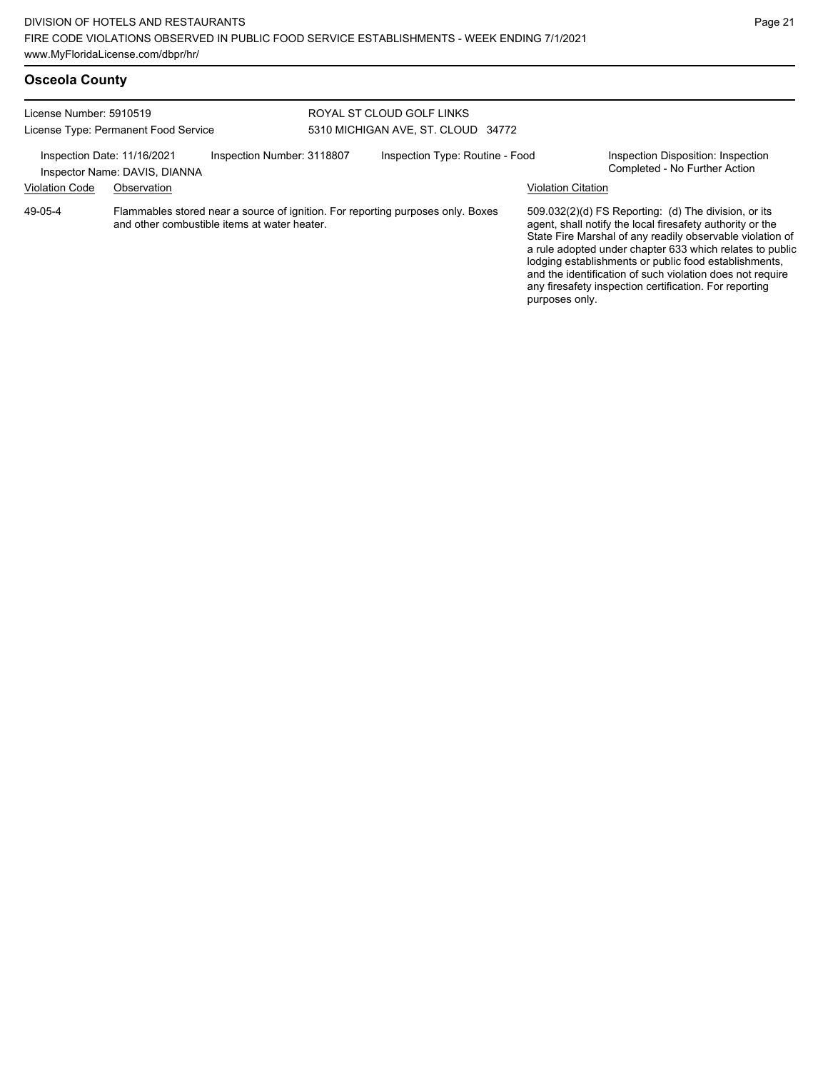## Osceola County

License Number: 5910519
License Type: Permanent Food Service

ROYAL ST CLOUD GOLF LINKS
5310 MICHIGAN AVE, ST. CLOUD 34772

Inspection Date: 11/16/2021
Inspector Name: DAVIS, DIANNA
Inspection Number: 3118807
Inspection Type: Routine - Food
Inspection Disposition: Inspection Completed - No Further Action

| Violation Code | Observation | Violation Citation |
| --- | --- | --- |
| 49-05-4 | Flammables stored near a source of ignition. For reporting purposes only. Boxes and other combustible items at water heater. | 509.032(2)(d) FS Reporting: (d) The division, or its agent, shall notify the local firesafety authority or the State Fire Marshal of any readily observable violation of a rule adopted under chapter 633 which relates to public lodging establishments or public food establishments, and the identification of such violation does not require any firesafety inspection certification. For reporting purposes only. |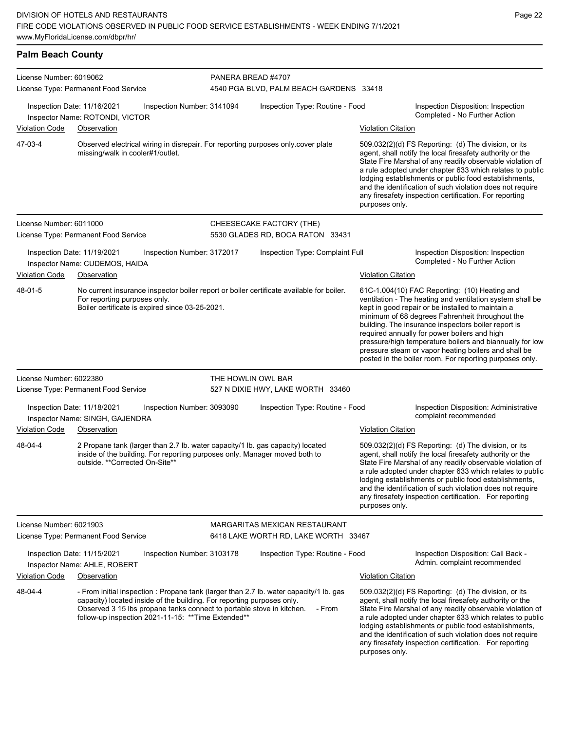## Palm Beach County

**License Number:** 6019062
**License Type:** Permanent Food Service
**PANERA BREAD #4707**
4540 PGA BLVD, PALM BEACH GARDENS 33418

**Inspection Date:** 11/16/2021 | **Inspection Number:** 3141094 | **Inspection Type:** Routine - Food | **Inspection Disposition:** Inspection Completed - No Further Action
**Inspector Name:** ROTONDI, VICTOR

| Violation Code | Observation | Violation Citation |
|---|---|---|
| 47-03-4 | Observed electrical wiring in disrepair. For reporting purposes only.cover plate missing/walk in cooler#1/outlet. | 509.032(2)(d) FS Reporting: (d) The division, or its agent, shall notify the local firesafety authority or the State Fire Marshal of any readily observable violation of a rule adopted under chapter 633 which relates to public lodging establishments or public food establishments, and the identification of such violation does not require any firesafety inspection certification. For reporting purposes only. |

**License Number:** 6011000
**License Type:** Permanent Food Service
**CHEESECAKE FACTORY (THE)**
5530 GLADES RD, BOCA RATON 33431

**Inspection Date:** 11/19/2021 | **Inspection Number:** 3172017 | **Inspection Type:** Complaint Full | **Inspection Disposition:** Inspection Completed - No Further Action
**Inspector Name:** CUDEMOS, HAIDA

| Violation Code | Observation | Violation Citation |
|---|---|---|
| 48-01-5 | No current insurance inspector boiler report or boiler certificate available for boiler. For reporting purposes only. Boiler certificate is expired since 03-25-2021. | 61C-1.004(10) FAC Reporting: (10) Heating and ventilation - The heating and ventilation system shall be kept in good repair or be installed to maintain a minimum of 68 degrees Fahrenheit throughout the building. The insurance inspectors boiler report is required annually for power boilers and high pressure/high temperature boilers and biannually for low pressure steam or vapor heating boilers and shall be posted in the boiler room. For reporting purposes only. |

**License Number:** 6022380
**License Type:** Permanent Food Service
**THE HOWLIN OWL BAR**
527 N DIXIE HWY, LAKE WORTH 33460

**Inspection Date:** 11/18/2021 | **Inspection Number:** 3093090 | **Inspection Type:** Routine - Food | **Inspection Disposition:** Administrative complaint recommended
**Inspector Name:** SINGH, GAJENDRA

| Violation Code | Observation | Violation Citation |
|---|---|---|
| 48-04-4 | 2 Propane tank (larger than 2.7 lb. water capacity/1 lb. gas capacity) located inside of the building. For reporting purposes only. Manager moved both to outside. **Corrected On-Site** | 509.032(2)(d) FS Reporting: (d) The division, or its agent, shall notify the local firesafety authority or the State Fire Marshal of any readily observable violation of a rule adopted under chapter 633 which relates to public lodging establishments or public food establishments, and the identification of such violation does not require any firesafety inspection certification. For reporting purposes only. |

**License Number:** 6021903
**License Type:** Permanent Food Service
**MARGARITAS MEXICAN RESTAURANT**
6418 LAKE WORTH RD, LAKE WORTH 33467

**Inspection Date:** 11/15/2021 | **Inspection Number:** 3103178 | **Inspection Type:** Routine - Food | **Inspection Disposition:** Call Back - Admin. complaint recommended
**Inspector Name:** AHLE, ROBERT

| Violation Code | Observation | Violation Citation |
|---|---|---|
| 48-04-4 | - From initial inspection : Propane tank (larger than 2.7 lb. water capacity/1 lb. gas capacity) located inside of the building. For reporting purposes only. Observed 3 15 lbs propane tanks connect to portable stove in kitchen. - From follow-up inspection 2021-11-15: **Time Extended** | 509.032(2)(d) FS Reporting: (d) The division, or its agent, shall notify the local firesafety authority or the State Fire Marshal of any readily observable violation of a rule adopted under chapter 633 which relates to public lodging establishments or public food establishments, and the identification of such violation does not require any firesafety inspection certification. For reporting purposes only. |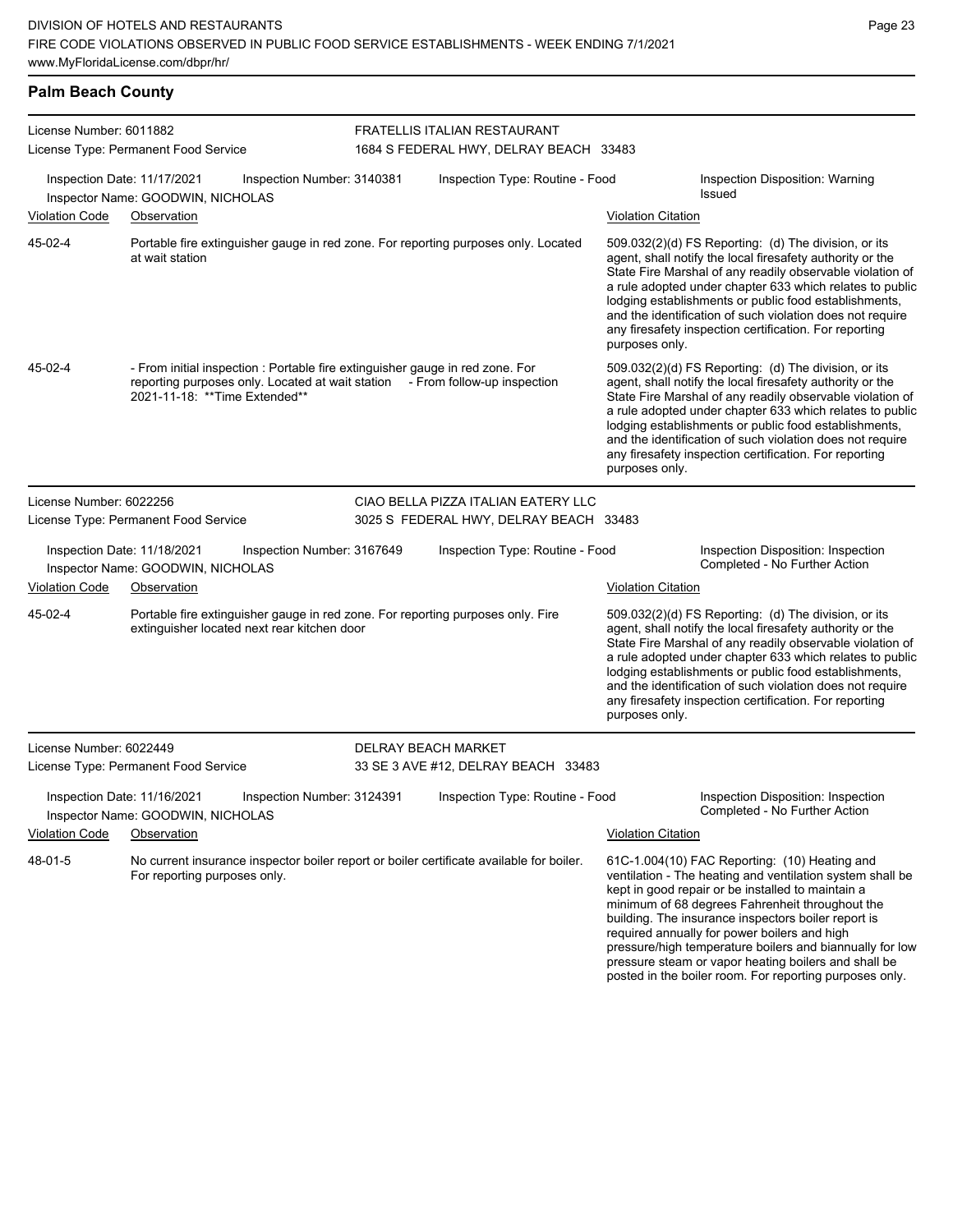## Palm Beach County

**License Number:** 6011882
**License Type:** Permanent Food Service
**FRATELLIS ITALIAN RESTAURANT**
1684 S FEDERAL HWY, DELRAY BEACH 33483

Inspection Date: 11/17/2021 | Inspection Number: 3140381 | Inspection Type: Routine - Food | Inspection Disposition: Warning Issued
Inspector Name: GOODWIN, NICHOLAS

| Violation Code | Observation | Violation Citation |
| --- | --- | --- |
| 45-02-4 | Portable fire extinguisher gauge in red zone. For reporting purposes only. Located at wait station | 509.032(2)(d) FS Reporting: (d) The division, or its agent, shall notify the local firesafety authority or the State Fire Marshal of any readily observable violation of a rule adopted under chapter 633 which relates to public lodging establishments or public food establishments, and the identification of such violation does not require any firesafety inspection certification. For reporting purposes only. |
| 45-02-4 | - From initial inspection : Portable fire extinguisher gauge in red zone. For reporting purposes only. Located at wait station - From follow-up inspection 2021-11-18: **Time Extended** | 509.032(2)(d) FS Reporting: (d) The division, or its agent, shall notify the local firesafety authority or the State Fire Marshal of any readily observable violation of a rule adopted under chapter 633 which relates to public lodging establishments or public food establishments, and the identification of such violation does not require any firesafety inspection certification. For reporting purposes only. |

**License Number:** 6022256
**License Type:** Permanent Food Service
**CIAO BELLA PIZZA ITALIAN EATERY LLC**
3025 S FEDERAL HWY, DELRAY BEACH 33483

Inspection Date: 11/18/2021 | Inspection Number: 3167649 | Inspection Type: Routine - Food | Inspection Disposition: Inspection Completed - No Further Action
Inspector Name: GOODWIN, NICHOLAS

| Violation Code | Observation | Violation Citation |
| --- | --- | --- |
| 45-02-4 | Portable fire extinguisher gauge in red zone. For reporting purposes only. Fire extinguisher located next rear kitchen door | 509.032(2)(d) FS Reporting: (d) The division, or its agent, shall notify the local firesafety authority or the State Fire Marshal of any readily observable violation of a rule adopted under chapter 633 which relates to public lodging establishments or public food establishments, and the identification of such violation does not require any firesafety inspection certification. For reporting purposes only. |

**License Number:** 6022449
**License Type:** Permanent Food Service
**DELRAY BEACH MARKET**
33 SE 3 AVE #12, DELRAY BEACH 33483

Inspection Date: 11/16/2021 | Inspection Number: 3124391 | Inspection Type: Routine - Food | Inspection Disposition: Inspection Completed - No Further Action
Inspector Name: GOODWIN, NICHOLAS

| Violation Code | Observation | Violation Citation |
| --- | --- | --- |
| 48-01-5 | No current insurance inspector boiler report or boiler certificate available for boiler. For reporting purposes only. | 61C-1.004(10) FAC Reporting: (10) Heating and ventilation - The heating and ventilation system shall be kept in good repair or be installed to maintain a minimum of 68 degrees Fahrenheit throughout the building. The insurance inspectors boiler report is required annually for power boilers and high pressure/high temperature boilers and biannually for low pressure steam or vapor heating boilers and shall be posted in the boiler room. For reporting purposes only. |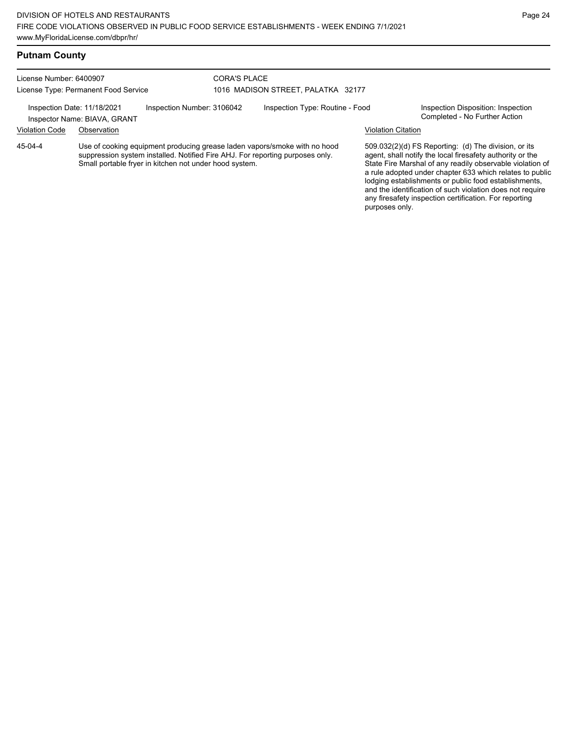## Putnam County

License Number: 6400907
License Type: Permanent Food Service

CORA'S PLACE
1016 MADISON STREET, PALATKA 32177

Inspection Date: 11/18/2021
Inspector Name: BIAVA, GRANT

Inspection Number: 3106042

Inspection Type: Routine - Food

Inspection Disposition: Inspection Completed - No Further Action

| Violation Code | Observation | Violation Citation |
|---|---|---|
| 45-04-4 | Use of cooking equipment producing grease laden vapors/smoke with no hood suppression system installed. Notified Fire AHJ. For reporting purposes only. Small portable fryer in kitchen not under hood system. | 509.032(2)(d) FS Reporting: (d) The division, or its agent, shall notify the local firesafety authority or the State Fire Marshal of any readily observable violation of a rule adopted under chapter 633 which relates to public lodging establishments or public food establishments, and the identification of such violation does not require any firesafety inspection certification. For reporting purposes only. |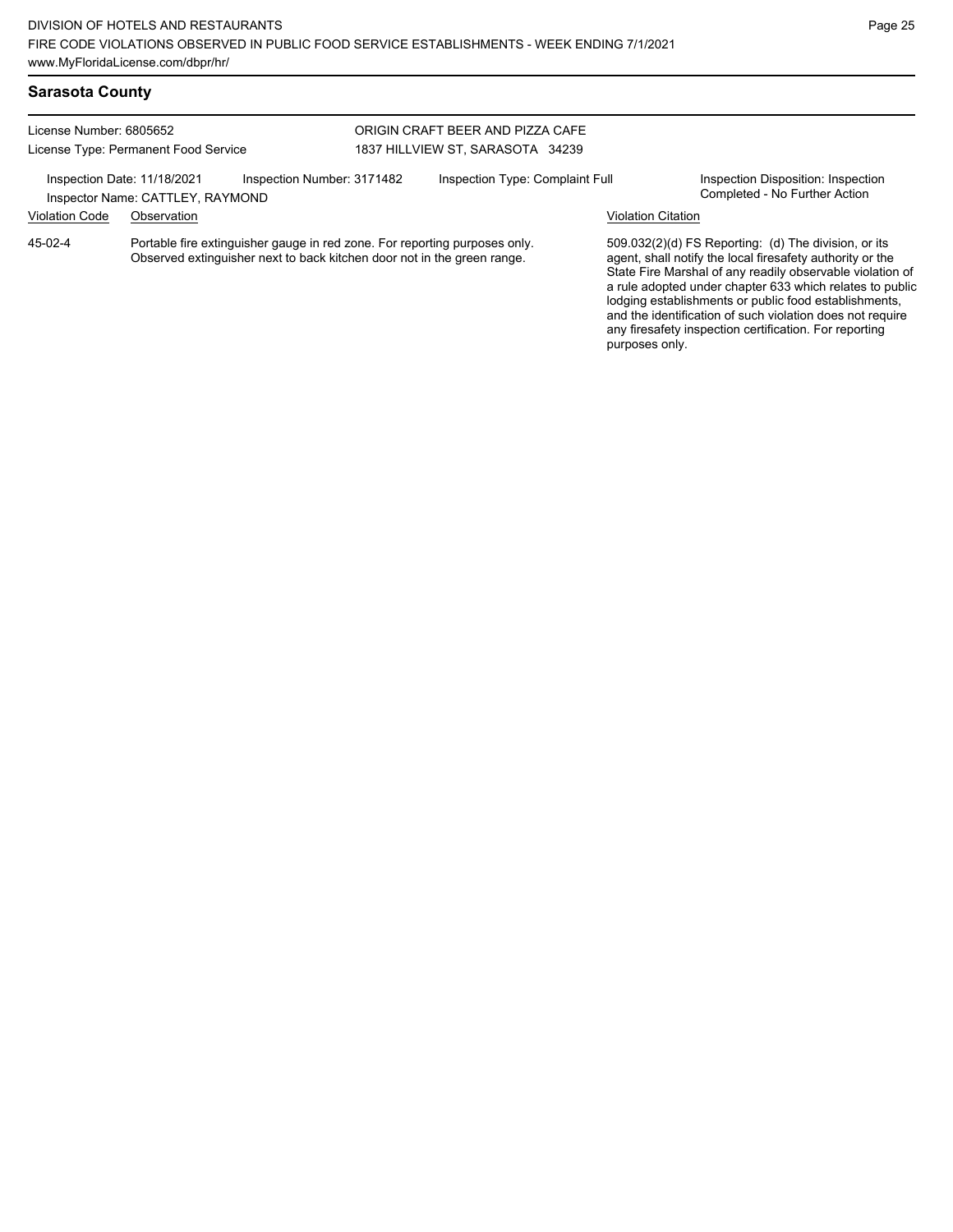## Sarasota County

License Number: 6805652
License Type: Permanent Food Service

ORIGIN CRAFT BEER AND PIZZA CAFE
1837 HILLVIEW ST, SARASOTA 34239

Inspection Date: 11/18/2021 Inspection Number: 3171482 Inspection Type: Complaint Full
Inspector Name: CATTLEY, RAYMOND

Inspection Disposition: Inspection Completed - No Further Action

| Violation Code | Observation | Violation Citation |
|---|---|---|
| 45-02-4 | Portable fire extinguisher gauge in red zone. For reporting purposes only. Observed extinguisher next to back kitchen door not in the green range. | 509.032(2)(d) FS Reporting: (d) The division, or its agent, shall notify the local firesafety authority or the State Fire Marshal of any readily observable violation of a rule adopted under chapter 633 which relates to public lodging establishments or public food establishments, and the identification of such violation does not require any firesafety inspection certification. For reporting purposes only. |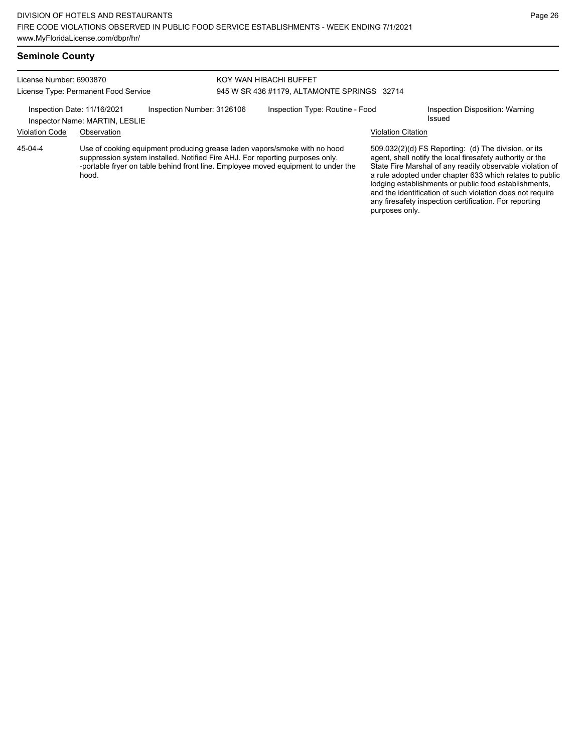## Seminole County

License Number: 6903870
License Type: Permanent Food Service

KOY WAN HIBACHI BUFFET
945 W SR 436 #1179, ALTAMONTE SPRINGS 32714

Inspection Date: 11/16/2021
Inspector Name: MARTIN, LESLIE
Inspection Number: 3126106
Inspection Type: Routine - Food
Inspection Disposition: Warning Issued

| Violation Code | Observation | Violation Citation |
| --- | --- | --- |
| 45-04-4 | Use of cooking equipment producing grease laden vapors/smoke with no hood suppression system installed. Notified Fire AHJ. For reporting purposes only. -portable fryer on table behind front line. Employee moved equipment to under the hood. | 509.032(2)(d) FS Reporting: (d) The division, or its agent, shall notify the local firesafety authority or the State Fire Marshal of any readily observable violation of a rule adopted under chapter 633 which relates to public lodging establishments or public food establishments, and the identification of such violation does not require any firesafety inspection certification. For reporting purposes only. |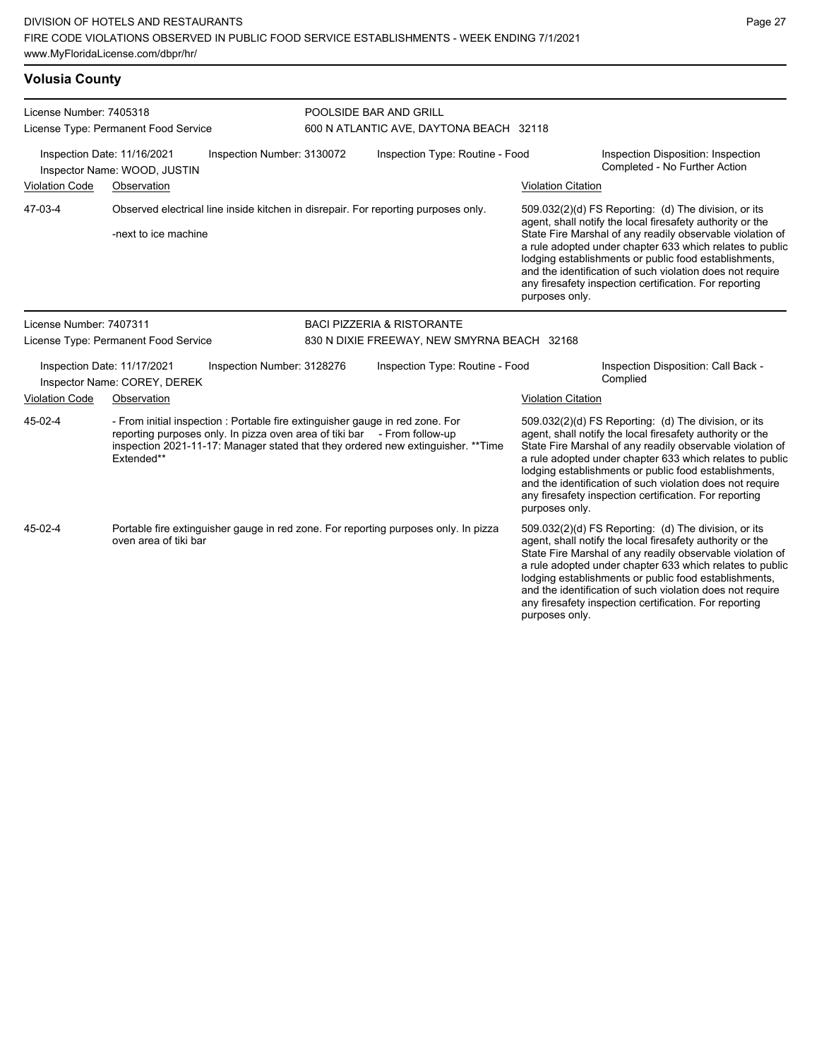## Volusia County

**License Number:** 7405318
**License Type:** Permanent Food Service

**POOLSIDE BAR AND GRILL**
600 N ATLANTIC AVE, DAYTONA BEACH 32118

**Inspection Date:** 11/16/2021
**Inspector Name:** WOOD, JUSTIN
**Inspection Number:** 3130072
**Inspection Type:** Routine - Food
**Inspection Disposition:** Inspection Completed - No Further Action

| Violation Code | Observation | Violation Citation |
| --- | --- | --- |
| 47-03-4 | Observed electrical line inside kitchen in disrepair. For reporting purposes only.<br><br>-next to ice machine | 509.032(2)(d) FS Reporting: (d) The division, or its agent, shall notify the local firesafety authority or the State Fire Marshal of any readily observable violation of a rule adopted under chapter 633 which relates to public lodging establishments or public food establishments, and the identification of such violation does not require any firesafety inspection certification. For reporting purposes only. |

**License Number:** 7407311
**License Type:** Permanent Food Service

**BACI PIZZERIA & RISTORANTE**
830 N DIXIE FREEWAY, NEW SMYRNA BEACH 32168

**Inspection Date:** 11/17/2021
**Inspector Name:** COREY, DEREK
**Inspection Number:** 3128276
**Inspection Type:** Routine - Food
**Inspection Disposition:** Call Back - Complied

| Violation Code | Observation | Violation Citation |
| --- | --- | --- |
| 45-02-4 | - From initial inspection : Portable fire extinguisher gauge in red zone. For reporting purposes only. In pizza oven area of tiki bar - From follow-up inspection 2021-11-17: Manager stated that they ordered new extinguisher. **Time Extended** | 509.032(2)(d) FS Reporting: (d) The division, or its agent, shall notify the local firesafety authority or the State Fire Marshal of any readily observable violation of a rule adopted under chapter 633 which relates to public lodging establishments or public food establishments, and the identification of such violation does not require any firesafety inspection certification. For reporting purposes only. |
| 45-02-4 | Portable fire extinguisher gauge in red zone. For reporting purposes only. In pizza oven area of tiki bar | 509.032(2)(d) FS Reporting: (d) The division, or its agent, shall notify the local firesafety authority or the State Fire Marshal of any readily observable violation of a rule adopted under chapter 633 which relates to public lodging establishments or public food establishments, and the identification of such violation does not require any firesafety inspection certification. For reporting purposes only. |